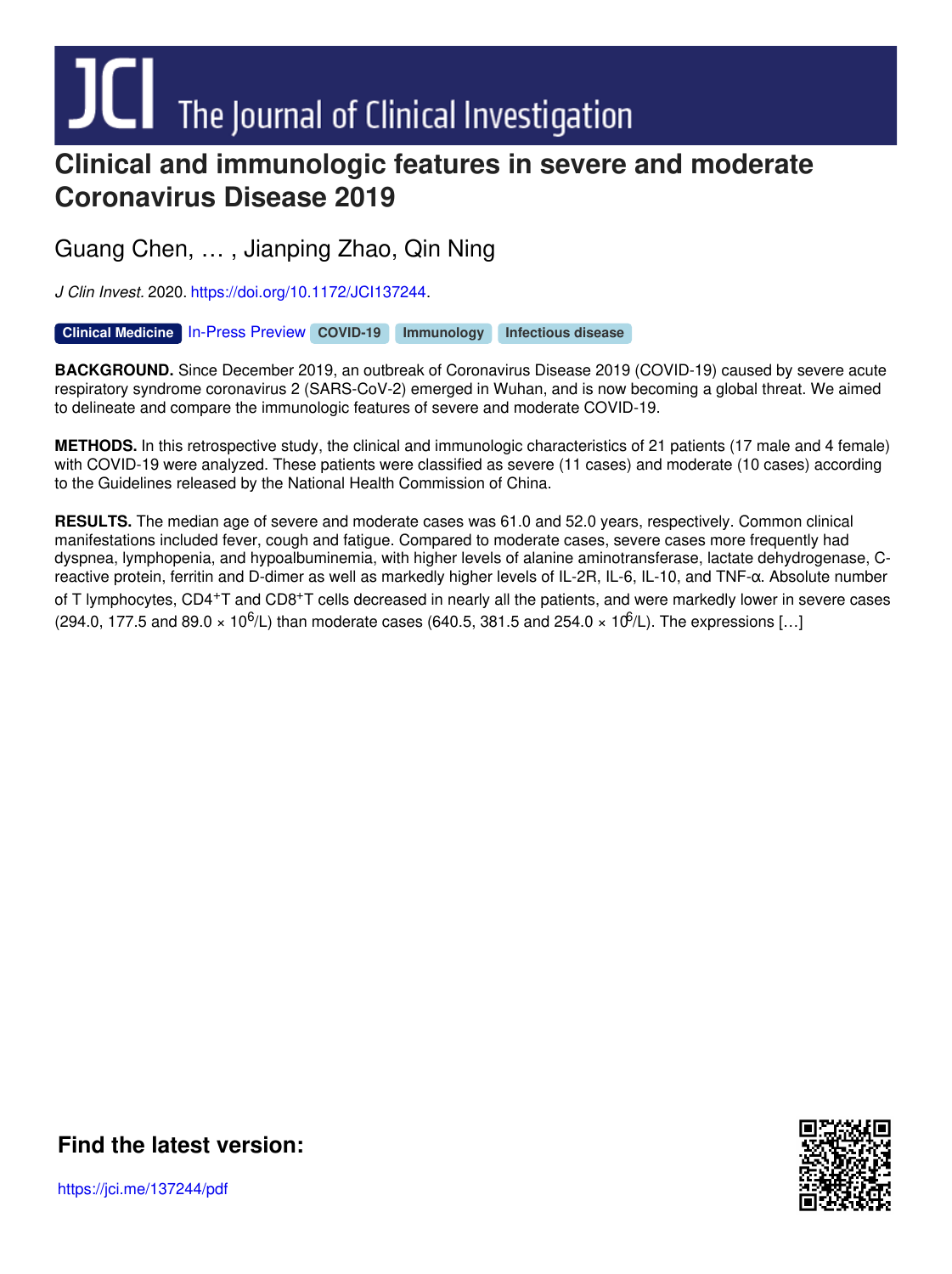# Clinical and immunologic features in severe and moderate Coronavirus Disease 2019

Guang Chen, … , Jianping Zhao, Qin Ning

*J Clin Invest.* 2020. https://doi.org/10.1172/JCI137244.

**Clinical Medicine** In-Press Preview **COVID-19** **Immunology** **Infectious disease**

**BACKGROUND.** Since December 2019, an outbreak of Coronavirus Disease 2019 (COVID-19) caused by severe acute respiratory syndrome coronavirus 2 (SARS-CoV-2) emerged in Wuhan, and is now becoming a global threat. We aimed to delineate and compare the immunologic features of severe and moderate COVID-19.

**METHODS.** In this retrospective study, the clinical and immunologic characteristics of 21 patients (17 male and 4 female) with COVID-19 were analyzed. These patients were classified as severe (11 cases) and moderate (10 cases) according to the Guidelines released by the National Health Commission of China.

**RESULTS.** The median age of severe and moderate cases was 61.0 and 52.0 years, respectively. Common clinical manifestations included fever, cough and fatigue. Compared to moderate cases, severe cases more frequently had dyspnea, lymphopenia, and hypoalbuminemia, with higher levels of alanine aminotransferase, lactate dehydrogenase, C-reactive protein, ferritin and D-dimer as well as markedly higher levels of IL-2R, IL-6, IL-10, and TNF-α. Absolute number of T lymphocytes, $CD4^{+}$T and $CD8^{+}$T cells decreased in nearly all the patients, and were markedly lower in severe cases (294.0, 177.5 and 89.0 × $10^{6}$/L) than moderate cases (640.5, 381.5 and 254.0 × $10^{6}$/L). The expressions […]

## Find the latest version:

https://jci.me/137244/pdf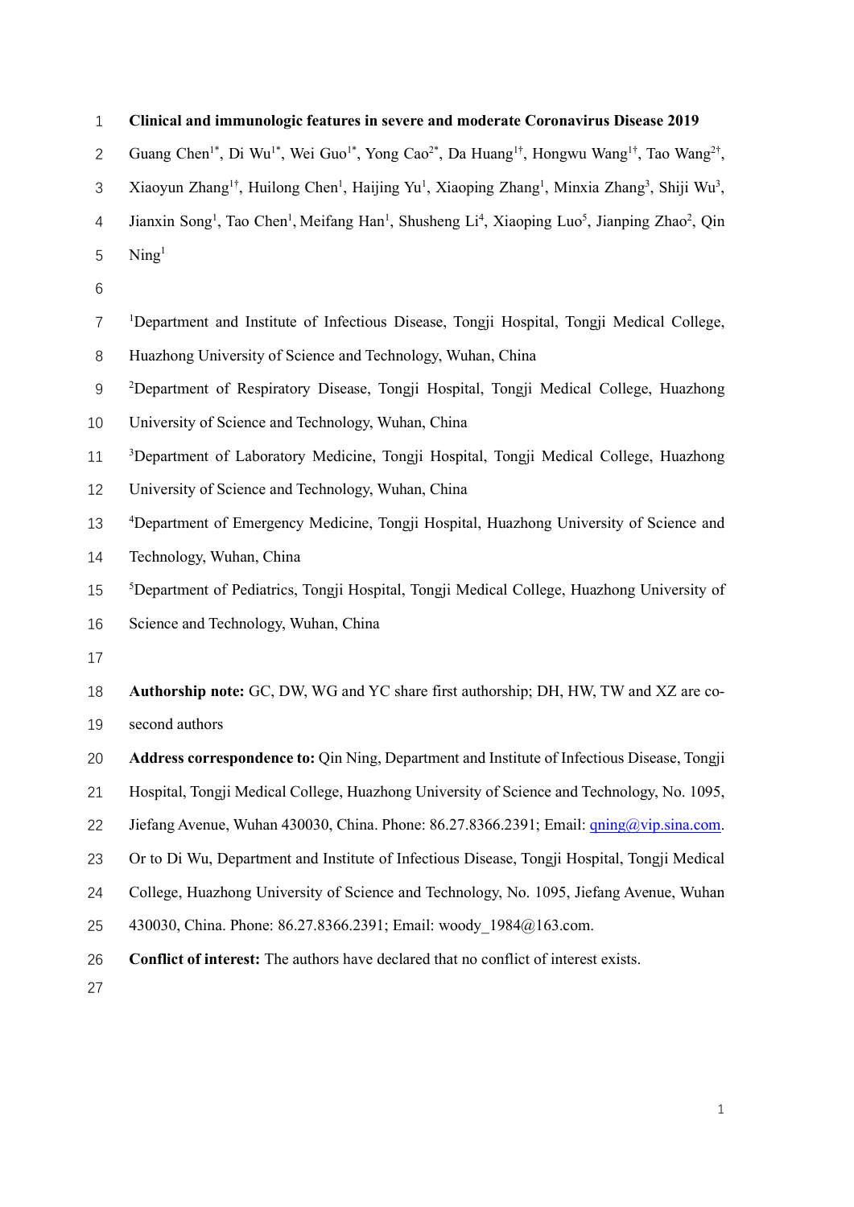# Clinical and immunologic features in severe and moderate Coronavirus Disease 2019

Guang Chen[1*], Di Wu[1*], Wei Guo[1*], Yong Cao[2*], Da Huang[1†], Hongwu Wang[1†], Tao Wang[2†], Xiaoyun Zhang[1†], Huilong Chen[1], Haijing Yu[1], Xiaoping Zhang[1], Minxia Zhang[3], Shiji Wu[3], Jianxin Song[1], Tao Chen[1], Meifang Han[1], Shusheng Li[4], Xiaoping Luo[5], Jianping Zhao[2], Qin Ning[1]

[1]Department and Institute of Infectious Disease, Tongji Hospital, Tongji Medical College, Huazhong University of Science and Technology, Wuhan, China

[2]Department of Respiratory Disease, Tongji Hospital, Tongji Medical College, Huazhong University of Science and Technology, Wuhan, China

[3]Department of Laboratory Medicine, Tongji Hospital, Tongji Medical College, Huazhong University of Science and Technology, Wuhan, China

[4]Department of Emergency Medicine, Tongji Hospital, Huazhong University of Science and Technology, Wuhan, China

[5]Department of Pediatrics, Tongji Hospital, Tongji Medical College, Huazhong University of Science and Technology, Wuhan, China

**Authorship note:** GC, DW, WG and YC share first authorship; DH, HW, TW and XZ are co-second authors

**Address correspondence to:** Qin Ning, Department and Institute of Infectious Disease, Tongji Hospital, Tongji Medical College, Huazhong University of Science and Technology, No. 1095, Jiefang Avenue, Wuhan 430030, China. Phone: 86.27.8366.2391; Email: qning@vip.sina.com. Or to Di Wu, Department and Institute of Infectious Disease, Tongji Hospital, Tongji Medical College, Huazhong University of Science and Technology, No. 1095, Jiefang Avenue, Wuhan 430030, China. Phone: 86.27.8366.2391; Email: woody_1984@163.com.

**Conflict of interest:** The authors have declared that no conflict of interest exists.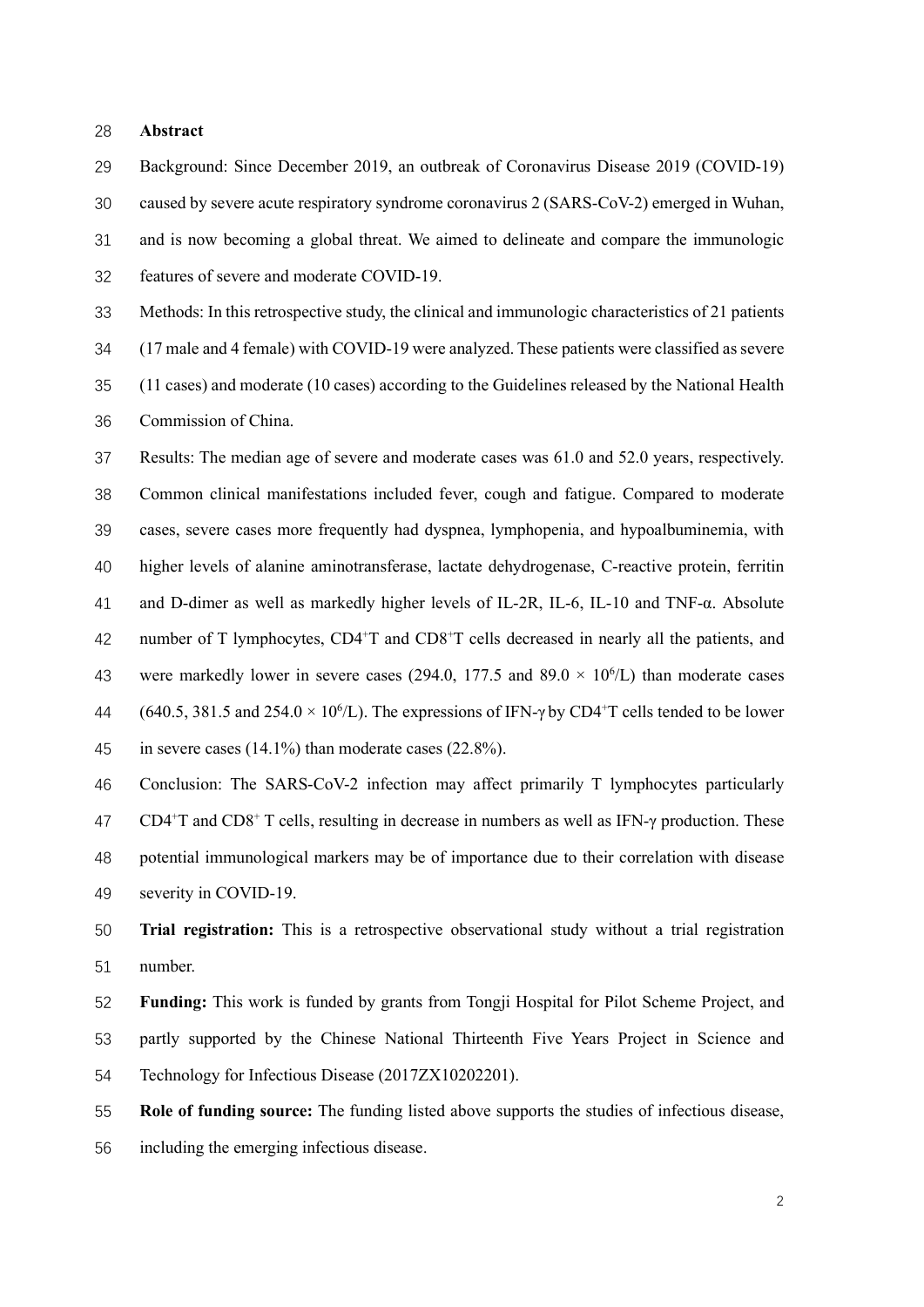**Abstract**

Background: Since December 2019, an outbreak of Coronavirus Disease 2019 (COVID-19) caused by severe acute respiratory syndrome coronavirus 2 (SARS-CoV-2) emerged in Wuhan, and is now becoming a global threat. We aimed to delineate and compare the immunologic features of severe and moderate COVID-19.

Methods: In this retrospective study, the clinical and immunologic characteristics of 21 patients (17 male and 4 female) with COVID-19 were analyzed. These patients were classified as severe (11 cases) and moderate (10 cases) according to the Guidelines released by the National Health Commission of China.

Results: The median age of severe and moderate cases was 61.0 and 52.0 years, respectively. Common clinical manifestations included fever, cough and fatigue. Compared to moderate cases, severe cases more frequently had dyspnea, lymphopenia, and hypoalbuminemia, with higher levels of alanine aminotransferase, lactate dehydrogenase, C-reactive protein, ferritin and D-dimer as well as markedly higher levels of IL-2R, IL-6, IL-10 and TNF-α. Absolute number of T lymphocytes, $CD4^+$T and $CD8^+$T cells decreased in nearly all the patients, and were markedly lower in severe cases (294.0, 177.5 and 89.0 × $10^6$/L) than moderate cases (640.5, 381.5 and 254.0 × $10^6$/L). The expressions of IFN-γ by $CD4^+$T cells tended to be lower in severe cases (14.1%) than moderate cases (22.8%).

Conclusion: The SARS-CoV-2 infection may affect primarily T lymphocytes particularly $CD4^+$T and $CD8^+$ T cells, resulting in decrease in numbers as well as IFN-γ production. These potential immunological markers may be of importance due to their correlation with disease severity in COVID-19.

**Trial registration:** This is a retrospective observational study without a trial registration number.

**Funding:** This work is funded by grants from Tongji Hospital for Pilot Scheme Project, and partly supported by the Chinese National Thirteenth Five Years Project in Science and Technology for Infectious Disease (2017ZX10202201).

**Role of funding source:** The funding listed above supports the studies of infectious disease, including the emerging infectious disease.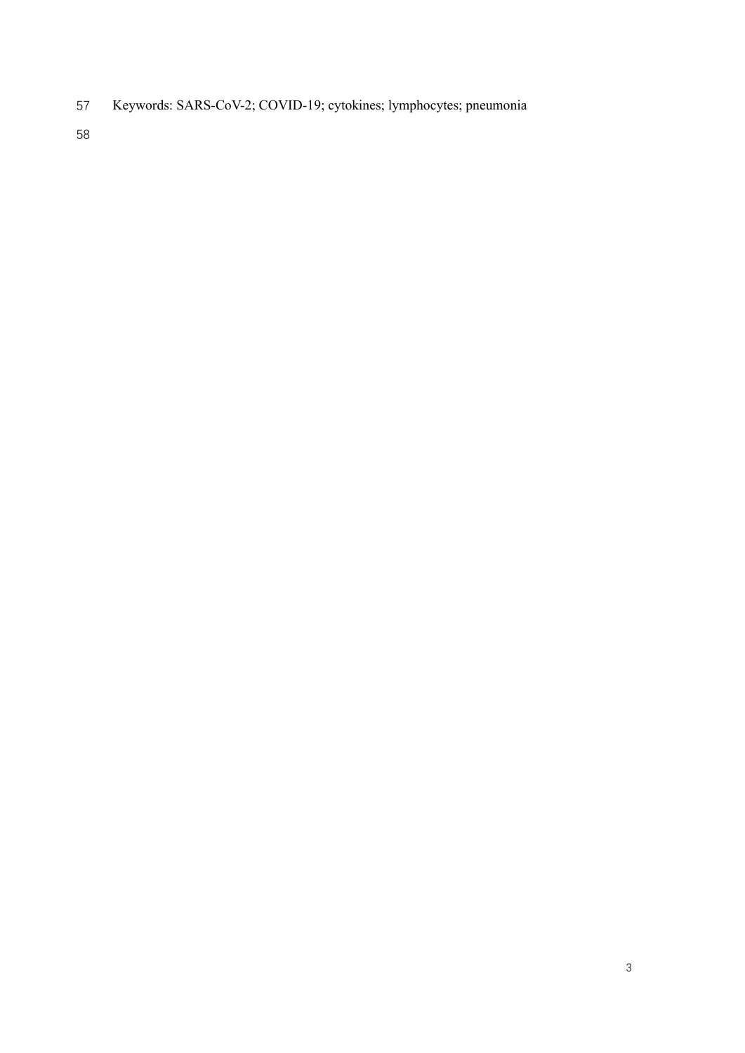Keywords: SARS-CoV-2; COVID-19; cytokines; lymphocytes; pneumonia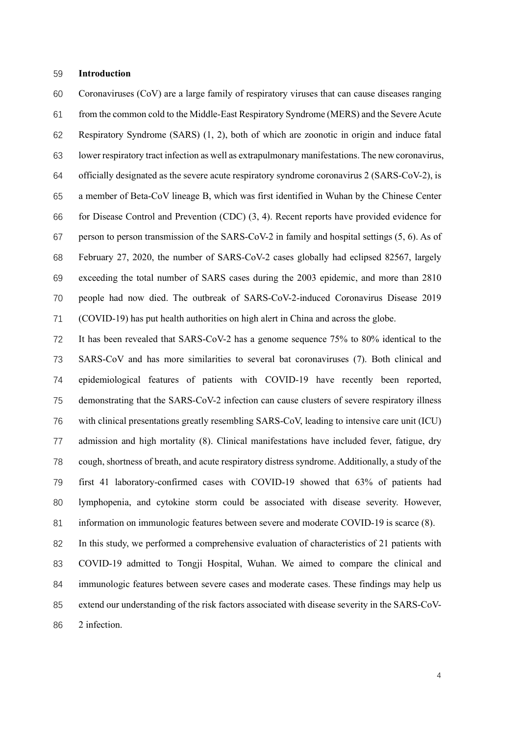## Introduction

Coronaviruses (CoV) are a large family of respiratory viruses that can cause diseases ranging from the common cold to the Middle-East Respiratory Syndrome (MERS) and the Severe Acute Respiratory Syndrome (SARS) (1, 2), both of which are zoonotic in origin and induce fatal lower respiratory tract infection as well as extrapulmonary manifestations. The new coronavirus, officially designated as the severe acute respiratory syndrome coronavirus 2 (SARS-CoV-2), is a member of Beta-CoV lineage B, which was first identified in Wuhan by the Chinese Center for Disease Control and Prevention (CDC) (3, 4). Recent reports have provided evidence for person to person transmission of the SARS-CoV-2 in family and hospital settings (5, 6). As of February 27, 2020, the number of SARS-CoV-2 cases globally had eclipsed 82567, largely exceeding the total number of SARS cases during the 2003 epidemic, and more than 2810 people had now died. The outbreak of SARS-CoV-2-induced Coronavirus Disease 2019 (COVID-19) has put health authorities on high alert in China and across the globe.

It has been revealed that SARS-CoV-2 has a genome sequence 75% to 80% identical to the SARS-CoV and has more similarities to several bat coronaviruses (7). Both clinical and epidemiological features of patients with COVID-19 have recently been reported, demonstrating that the SARS-CoV-2 infection can cause clusters of severe respiratory illness with clinical presentations greatly resembling SARS-CoV, leading to intensive care unit (ICU) admission and high mortality (8). Clinical manifestations have included fever, fatigue, dry cough, shortness of breath, and acute respiratory distress syndrome. Additionally, a study of the first 41 laboratory-confirmed cases with COVID-19 showed that 63% of patients had lymphopenia, and cytokine storm could be associated with disease severity. However, information on immunologic features between severe and moderate COVID-19 is scarce (8).

In this study, we performed a comprehensive evaluation of characteristics of 21 patients with COVID-19 admitted to Tongji Hospital, Wuhan. We aimed to compare the clinical and immunologic features between severe cases and moderate cases. These findings may help us extend our understanding of the risk factors associated with disease severity in the SARS-CoV-2 infection.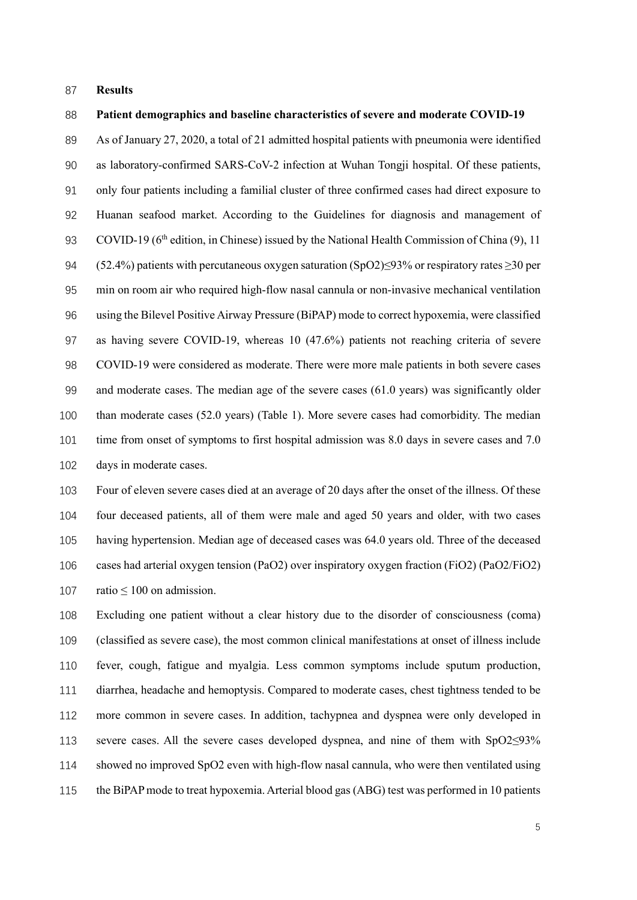# Results

## Patient demographics and baseline characteristics of severe and moderate COVID-19

As of January 27, 2020, a total of 21 admitted hospital patients with pneumonia were identified as laboratory-confirmed SARS-CoV-2 infection at Wuhan Tongji hospital. Of these patients, only four patients including a familial cluster of three confirmed cases had direct exposure to Huanan seafood market. According to the Guidelines for diagnosis and management of COVID-19 (6th edition, in Chinese) issued by the National Health Commission of China (9), 11 (52.4%) patients with percutaneous oxygen saturation ($SpO_2$)≤93% or respiratory rates ≥30 per min on room air who required high-flow nasal cannula or non-invasive mechanical ventilation using the Bilevel Positive Airway Pressure (BiPAP) mode to correct hypoxemia, were classified as having severe COVID-19, whereas 10 (47.6%) patients not reaching criteria of severe COVID-19 were considered as moderate. There were more male patients in both severe cases and moderate cases. The median age of the severe cases (61.0 years) was significantly older than moderate cases (52.0 years) (Table 1). More severe cases had comorbidity. The median time from onset of symptoms to first hospital admission was 8.0 days in severe cases and 7.0 days in moderate cases.

Four of eleven severe cases died at an average of 20 days after the onset of the illness. Of these four deceased patients, all of them were male and aged 50 years and older, with two cases having hypertension. Median age of deceased cases was 64.0 years old. Three of the deceased cases had arterial oxygen tension ($PaO_2$) over inspiratory oxygen fraction ($FiO_2$) ($PaO_2/FiO_2$) ratio ≤ 100 on admission.

Excluding one patient without a clear history due to the disorder of consciousness (coma) (classified as severe case), the most common clinical manifestations at onset of illness include fever, cough, fatigue and myalgia. Less common symptoms include sputum production, diarrhea, headache and hemoptysis. Compared to moderate cases, chest tightness tended to be more common in severe cases. In addition, tachypnea and dyspnea were only developed in severe cases. All the severe cases developed dyspnea, and nine of them with $SpO_2$≤93% showed no improved $SpO_2$ even with high-flow nasal cannula, who were then ventilated using the BiPAP mode to treat hypoxemia. Arterial blood gas (ABG) test was performed in 10 patients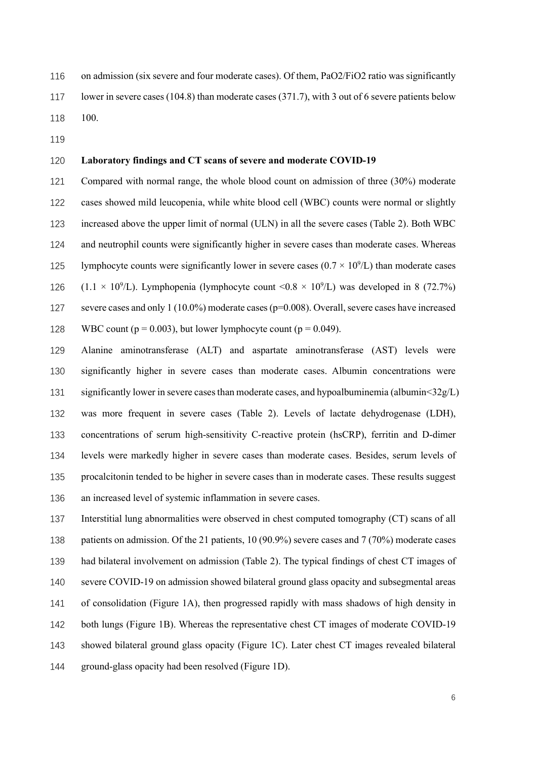on admission (six severe and four moderate cases). Of them, $PaO_2/FiO_2$ ratio was significantly lower in severe cases (104.8) than moderate cases (371.7), with 3 out of 6 severe patients below 100.

### Laboratory findings and CT scans of severe and moderate COVID-19

Compared with normal range, the whole blood count on admission of three (30%) moderate cases showed mild leucopenia, while white blood cell (WBC) counts were normal or slightly increased above the upper limit of normal (ULN) in all the severe cases (Table 2). Both WBC and neutrophil counts were significantly higher in severe cases than moderate cases. Whereas lymphocyte counts were significantly lower in severe cases ($0.7 \times 10^9$/L) than moderate cases ($1.1 \times 10^9$/L). Lymphopenia (lymphocyte count $<0.8 \times 10^9$/L) was developed in 8 (72.7%) severe cases and only 1 (10.0%) moderate cases (p=0.008). Overall, severe cases have increased WBC count ($p = 0.003$), but lower lymphocyte count ($p = 0.049$).

Alanine aminotransferase (ALT) and aspartate aminotransferase (AST) levels were significantly higher in severe cases than moderate cases. Albumin concentrations were significantly lower in severe cases than moderate cases, and hypoalbuminemia (albumin<32g/L) was more frequent in severe cases (Table 2). Levels of lactate dehydrogenase (LDH), concentrations of serum high-sensitivity C-reactive protein (hsCRP), ferritin and D-dimer levels were markedly higher in severe cases than moderate cases. Besides, serum levels of procalcitonin tended to be higher in severe cases than in moderate cases. These results suggest an increased level of systemic inflammation in severe cases.

Interstitial lung abnormalities were observed in chest computed tomography (CT) scans of all patients on admission. Of the 21 patients, 10 (90.9%) severe cases and 7 (70%) moderate cases had bilateral involvement on admission (Table 2). The typical findings of chest CT images of severe COVID-19 on admission showed bilateral ground glass opacity and subsegmental areas of consolidation (Figure 1A), then progressed rapidly with mass shadows of high density in both lungs (Figure 1B). Whereas the representative chest CT images of moderate COVID-19 showed bilateral ground glass opacity (Figure 1C). Later chest CT images revealed bilateral ground-glass opacity had been resolved (Figure 1D).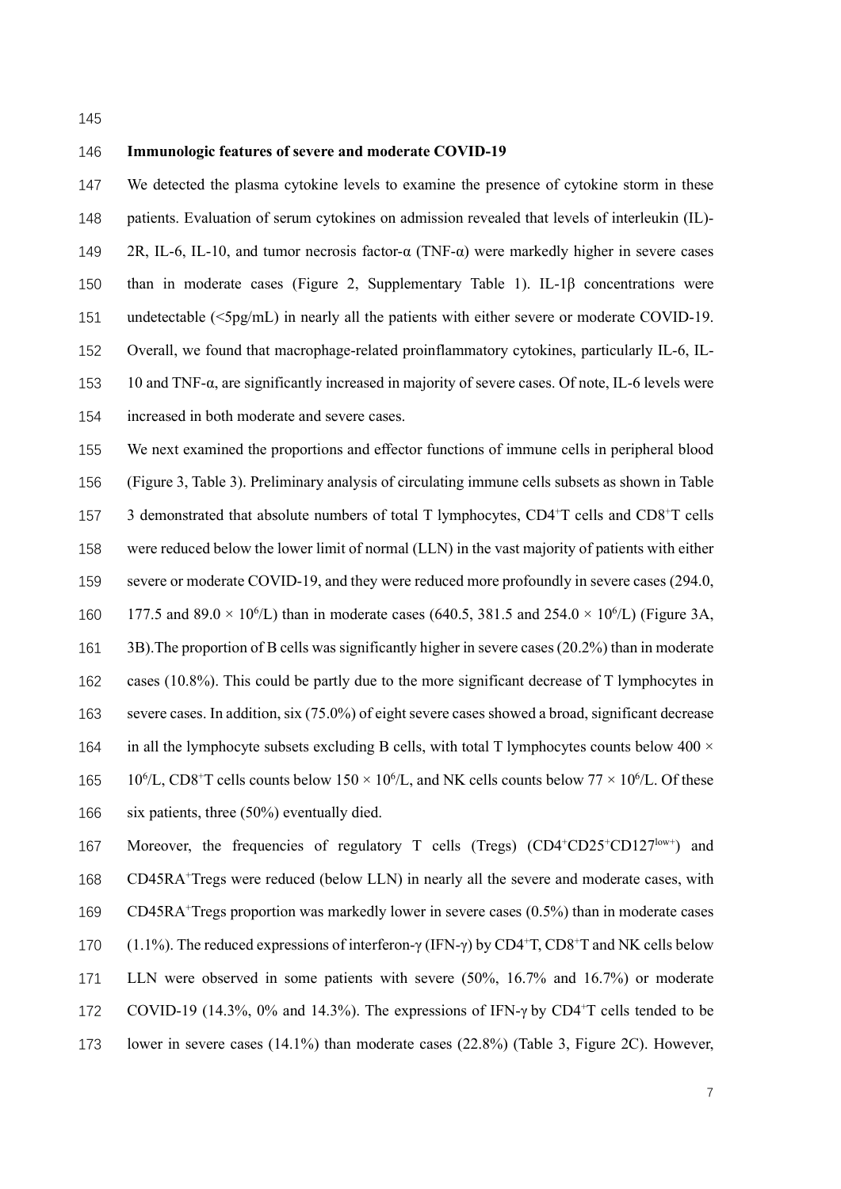## Immunologic features of severe and moderate COVID-19

We detected the plasma cytokine levels to examine the presence of cytokine storm in these patients. Evaluation of serum cytokines on admission revealed that levels of interleukin (IL)-2R, IL-6, IL-10, and tumor necrosis factor-α (TNF-α) were markedly higher in severe cases than in moderate cases (Figure 2, Supplementary Table 1). IL-1β concentrations were undetectable (<5pg/mL) in nearly all the patients with either severe or moderate COVID-19. Overall, we found that macrophage-related proinflammatory cytokines, particularly IL-6, IL-10 and TNF-α, are significantly increased in majority of severe cases. Of note, IL-6 levels were increased in both moderate and severe cases.

We next examined the proportions and effector functions of immune cells in peripheral blood (Figure 3, Table 3). Preliminary analysis of circulating immune cells subsets as shown in Table 3 demonstrated that absolute numbers of total T lymphocytes, $CD4^+$T cells and $CD8^+$T cells were reduced below the lower limit of normal (LLN) in the vast majority of patients with either severe or moderate COVID-19, and they were reduced more profoundly in severe cases (294.0, 177.5 and 89.0 × $10^6$/L) than in moderate cases (640.5, 381.5 and 254.0 × $10^6$/L) (Figure 3A, 3B).The proportion of B cells was significantly higher in severe cases (20.2%) than in moderate cases (10.8%). This could be partly due to the more significant decrease of T lymphocytes in severe cases. In addition, six (75.0%) of eight severe cases showed a broad, significant decrease in all the lymphocyte subsets excluding B cells, with total T lymphocytes counts below 400 × $10^6$/L, $CD8^+$T cells counts below 150 × $10^6$/L, and NK cells counts below 77 × $10^6$/L. Of these six patients, three (50%) eventually died.

Moreover, the frequencies of regulatory T cells (Tregs) ($CD4^+CD25^+CD127^{low+}$) and $CD45RA^+$Tregs were reduced (below LLN) in nearly all the severe and moderate cases, with $CD45RA^+$Tregs proportion was markedly lower in severe cases (0.5%) than in moderate cases (1.1%). The reduced expressions of interferon-γ (IFN-γ) by $CD4^+$T, $CD8^+$T and NK cells below LLN were observed in some patients with severe (50%, 16.7% and 16.7%) or moderate COVID-19 (14.3%, 0% and 14.3%). The expressions of IFN-γ by $CD4^+$T cells tended to be lower in severe cases (14.1%) than moderate cases (22.8%) (Table 3, Figure 2C). However,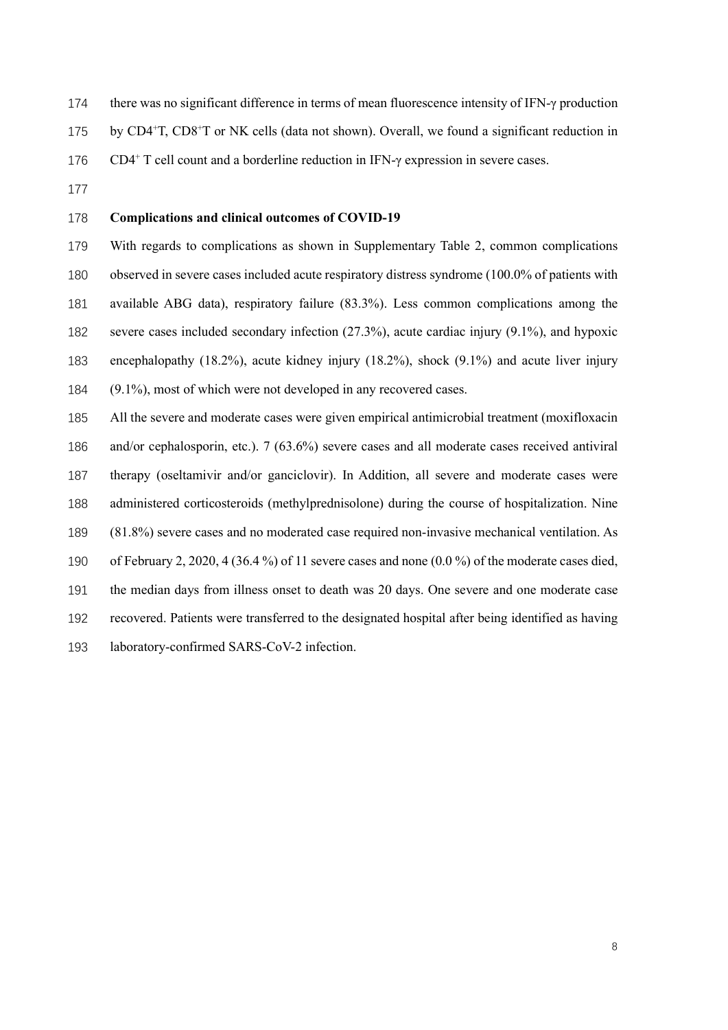there was no significant difference in terms of mean fluorescence intensity of IFN-γ production by $CD4^+$T, $CD8^+$T or NK cells (data not shown). Overall, we found a significant reduction in $CD4^+$ T cell count and a borderline reduction in IFN-γ expression in severe cases.

**Complications and clinical outcomes of COVID-19**

With regards to complications as shown in Supplementary Table 2, common complications observed in severe cases included acute respiratory distress syndrome (100.0% of patients with available ABG data), respiratory failure (83.3%). Less common complications among the severe cases included secondary infection (27.3%), acute cardiac injury (9.1%), and hypoxic encephalopathy (18.2%), acute kidney injury (18.2%), shock (9.1%) and acute liver injury (9.1%), most of which were not developed in any recovered cases.

All the severe and moderate cases were given empirical antimicrobial treatment (moxifloxacin and/or cephalosporin, etc.). 7 (63.6%) severe cases and all moderate cases received antiviral therapy (oseltamivir and/or ganciclovir). In Addition, all severe and moderate cases were administered corticosteroids (methylprednisolone) during the course of hospitalization. Nine (81.8%) severe cases and no moderated case required non-invasive mechanical ventilation. As of February 2, 2020, 4 (36.4 %) of 11 severe cases and none (0.0 %) of the moderate cases died, the median days from illness onset to death was 20 days. One severe and one moderate case recovered. Patients were transferred to the designated hospital after being identified as having laboratory-confirmed SARS-CoV-2 infection.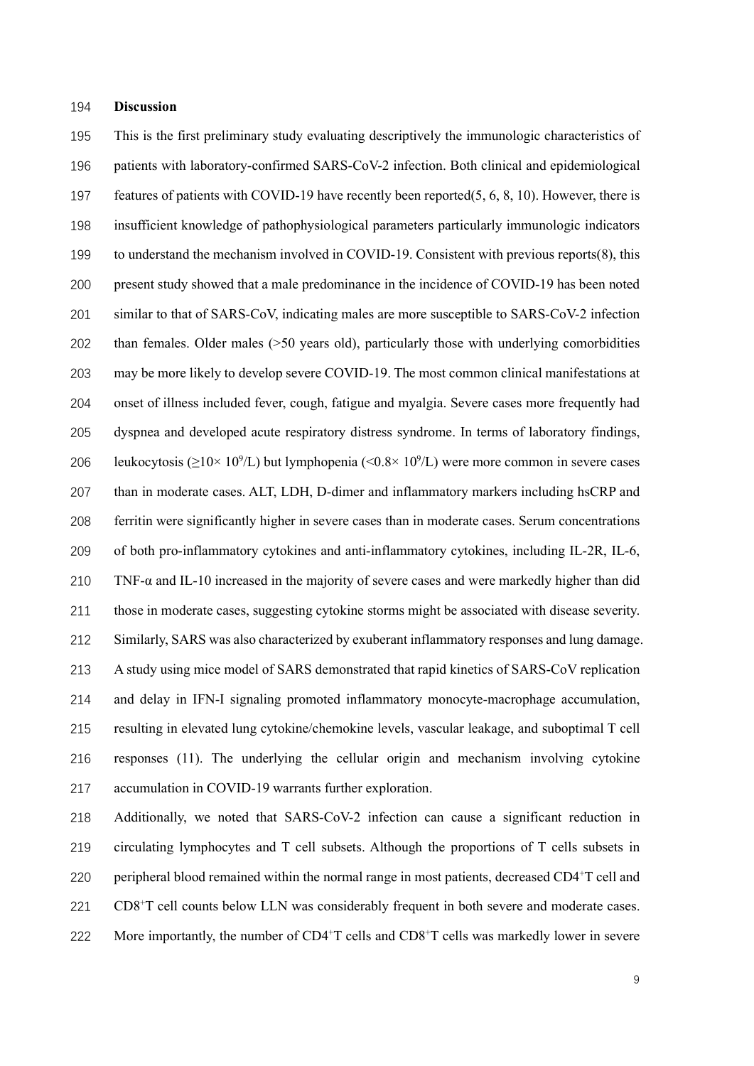## Discussion

This is the first preliminary study evaluating descriptively the immunologic characteristics of patients with laboratory-confirmed SARS-CoV-2 infection. Both clinical and epidemiological features of patients with COVID-19 have recently been reported(5, 6, 8, 10). However, there is insufficient knowledge of pathophysiological parameters particularly immunologic indicators to understand the mechanism involved in COVID-19. Consistent with previous reports(8), this present study showed that a male predominance in the incidence of COVID-19 has been noted similar to that of SARS-CoV, indicating males are more susceptible to SARS-CoV-2 infection than females. Older males (>50 years old), particularly those with underlying comorbidities may be more likely to develop severe COVID-19. The most common clinical manifestations at onset of illness included fever, cough, fatigue and myalgia. Severe cases more frequently had dyspnea and developed acute respiratory distress syndrome. In terms of laboratory findings, leukocytosis ($\geq 10\times 10^9$/L) but lymphopenia ($<0.8\times 10^9$/L) were more common in severe cases than in moderate cases. ALT, LDH, D-dimer and inflammatory markers including hsCRP and ferritin were significantly higher in severe cases than in moderate cases. Serum concentrations of both pro-inflammatory cytokines and anti-inflammatory cytokines, including IL-2R, IL-6, TNF-α and IL-10 increased in the majority of severe cases and were markedly higher than did those in moderate cases, suggesting cytokine storms might be associated with disease severity. Similarly, SARS was also characterized by exuberant inflammatory responses and lung damage. A study using mice model of SARS demonstrated that rapid kinetics of SARS-CoV replication and delay in IFN-I signaling promoted inflammatory monocyte-macrophage accumulation, resulting in elevated lung cytokine/chemokine levels, vascular leakage, and suboptimal T cell responses (11). The underlying the cellular origin and mechanism involving cytokine accumulation in COVID-19 warrants further exploration.

Additionally, we noted that SARS-CoV-2 infection can cause a significant reduction in circulating lymphocytes and T cell subsets. Although the proportions of T cells subsets in peripheral blood remained within the normal range in most patients, decreased $CD4^+$T cell and $CD8^+$T cell counts below LLN was considerably frequent in both severe and moderate cases. More importantly, the number of $CD4^+$T cells and $CD8^+$T cells was markedly lower in severe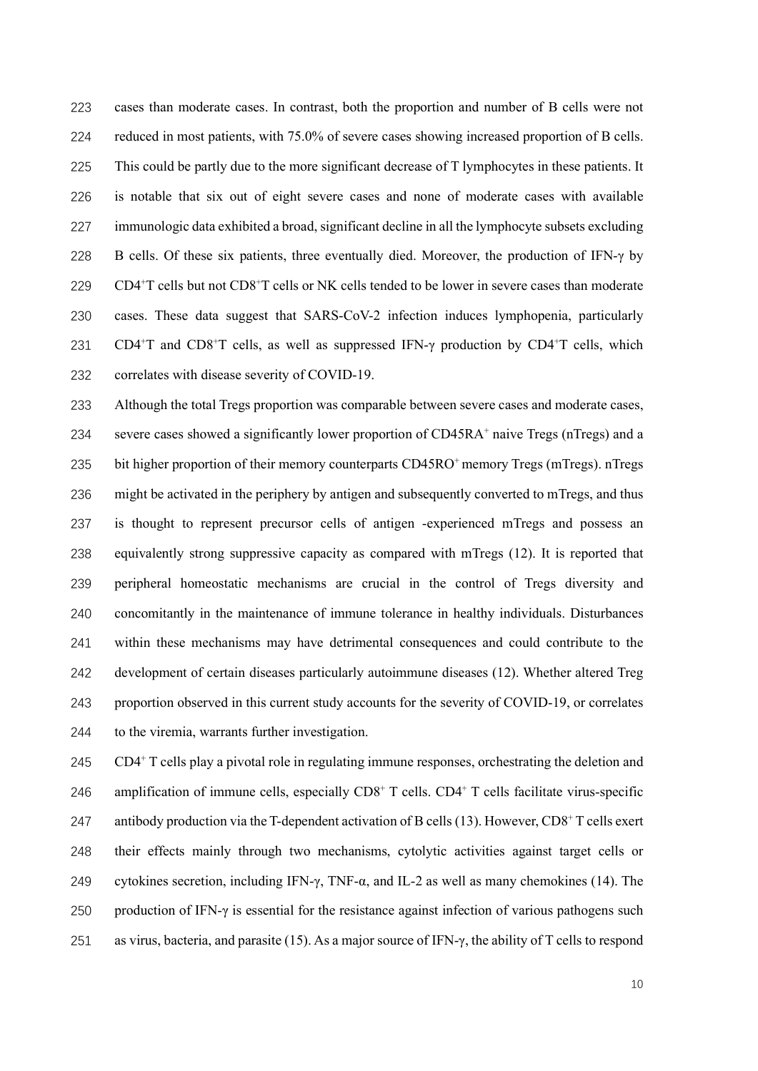cases than moderate cases. In contrast, both the proportion and number of B cells were not reduced in most patients, with 75.0% of severe cases showing increased proportion of B cells. This could be partly due to the more significant decrease of T lymphocytes in these patients. It is notable that six out of eight severe cases and none of moderate cases with available immunologic data exhibited a broad, significant decline in all the lymphocyte subsets excluding B cells. Of these six patients, three eventually died. Moreover, the production of IFN-γ by $CD4^{+}$T cells but not $CD8^{+}$T cells or NK cells tended to be lower in severe cases than moderate cases. These data suggest that SARS-CoV-2 infection induces lymphopenia, particularly $CD4^{+}$T and $CD8^{+}$T cells, as well as suppressed IFN-γ production by $CD4^{+}$T cells, which correlates with disease severity of COVID-19.

Although the total Tregs proportion was comparable between severe cases and moderate cases, severe cases showed a significantly lower proportion of $CD45RA^{+}$ naive Tregs (nTregs) and a bit higher proportion of their memory counterparts $CD45RO^{+}$ memory Tregs (mTregs). nTregs might be activated in the periphery by antigen and subsequently converted to mTregs, and thus is thought to represent precursor cells of antigen -experienced mTregs and possess an equivalently strong suppressive capacity as compared with mTregs (12). It is reported that peripheral homeostatic mechanisms are crucial in the control of Tregs diversity and concomitantly in the maintenance of immune tolerance in healthy individuals. Disturbances within these mechanisms may have detrimental consequences and could contribute to the development of certain diseases particularly autoimmune diseases (12). Whether altered Treg proportion observed in this current study accounts for the severity of COVID-19, or correlates to the viremia, warrants further investigation.

$CD4^{+}$ T cells play a pivotal role in regulating immune responses, orchestrating the deletion and amplification of immune cells, especially $CD8^{+}$ T cells. $CD4^{+}$ T cells facilitate virus-specific antibody production via the T-dependent activation of B cells (13). However, $CD8^{+}$ T cells exert their effects mainly through two mechanisms, cytolytic activities against target cells or cytokines secretion, including IFN-γ, TNF-α, and IL-2 as well as many chemokines (14). The production of IFN-γ is essential for the resistance against infection of various pathogens such as virus, bacteria, and parasite (15). As a major source of IFN-γ, the ability of T cells to respond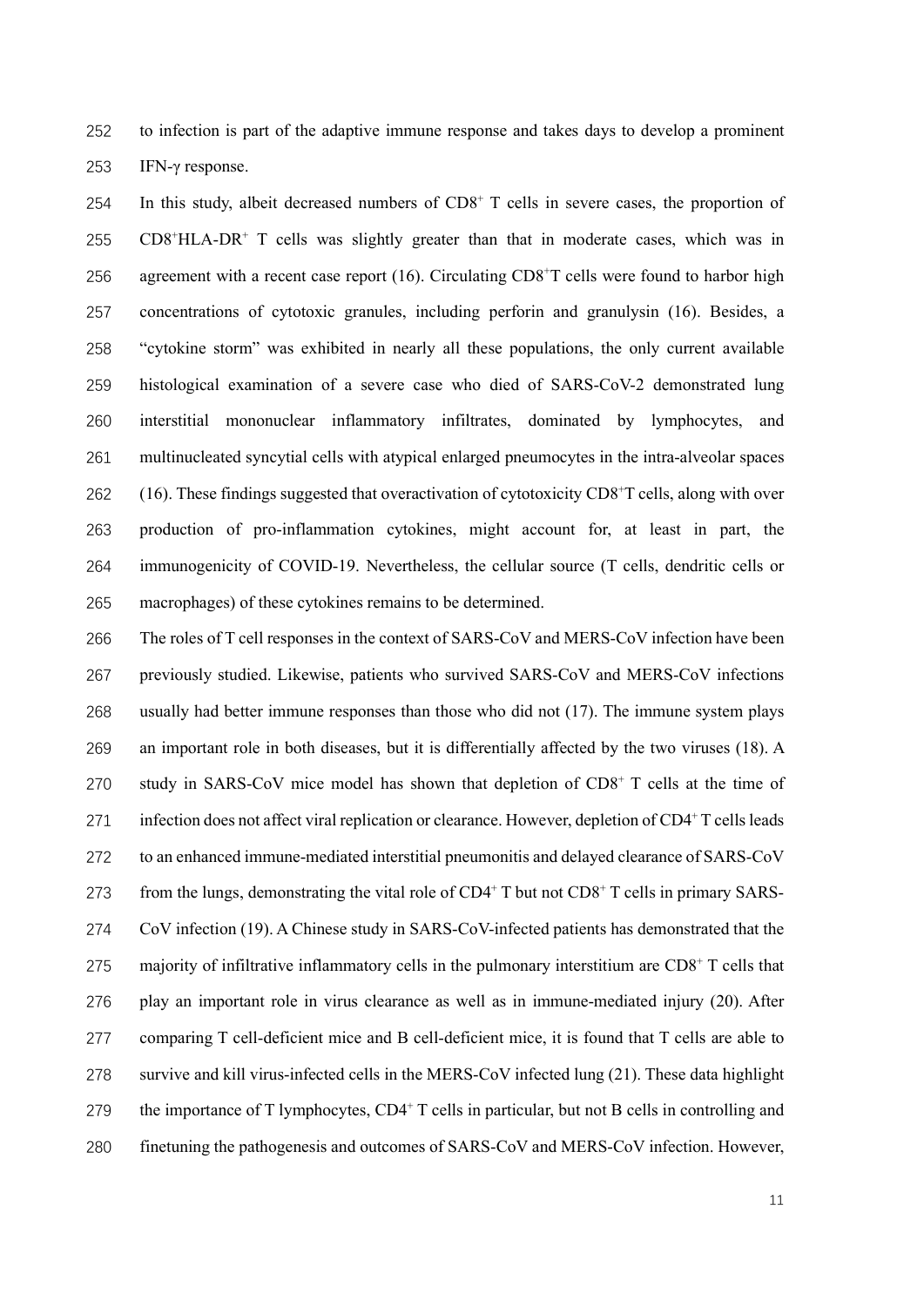to infection is part of the adaptive immune response and takes days to develop a prominent IFN-γ response.

In this study, albeit decreased numbers of $CD8^+$ T cells in severe cases, the proportion of $CD8^+HLA\text{-}DR^+$ T cells was slightly greater than that in moderate cases, which was in agreement with a recent case report (16). Circulating $CD8^+$T cells were found to harbor high concentrations of cytotoxic granules, including perforin and granulysin (16). Besides, a "cytokine storm" was exhibited in nearly all these populations, the only current available histological examination of a severe case who died of SARS-CoV-2 demonstrated lung interstitial mononuclear inflammatory infiltrates, dominated by lymphocytes, and multinucleated syncytial cells with atypical enlarged pneumocytes in the intra-alveolar spaces (16). These findings suggested that overactivation of cytotoxicity $CD8^+$T cells, along with over production of pro-inflammation cytokines, might account for, at least in part, the immunogenicity of COVID-19. Nevertheless, the cellular source (T cells, dendritic cells or macrophages) of these cytokines remains to be determined.

The roles of T cell responses in the context of SARS-CoV and MERS-CoV infection have been previously studied. Likewise, patients who survived SARS-CoV and MERS-CoV infections usually had better immune responses than those who did not (17). The immune system plays an important role in both diseases, but it is differentially affected by the two viruses (18). A study in SARS-CoV mice model has shown that depletion of $CD8^+$ T cells at the time of infection does not affect viral replication or clearance. However, depletion of $CD4^+$ T cells leads to an enhanced immune-mediated interstitial pneumonitis and delayed clearance of SARS-CoV from the lungs, demonstrating the vital role of $CD4^+$ T but not $CD8^+$ T cells in primary SARS-CoV infection (19). A Chinese study in SARS-CoV-infected patients has demonstrated that the majority of infiltrative inflammatory cells in the pulmonary interstitium are $CD8^+$ T cells that play an important role in virus clearance as well as in immune-mediated injury (20). After comparing T cell-deficient mice and B cell-deficient mice, it is found that T cells are able to survive and kill virus-infected cells in the MERS-CoV infected lung (21). These data highlight the importance of T lymphocytes, $CD4^+$ T cells in particular, but not B cells in controlling and finetuning the pathogenesis and outcomes of SARS-CoV and MERS-CoV infection. However,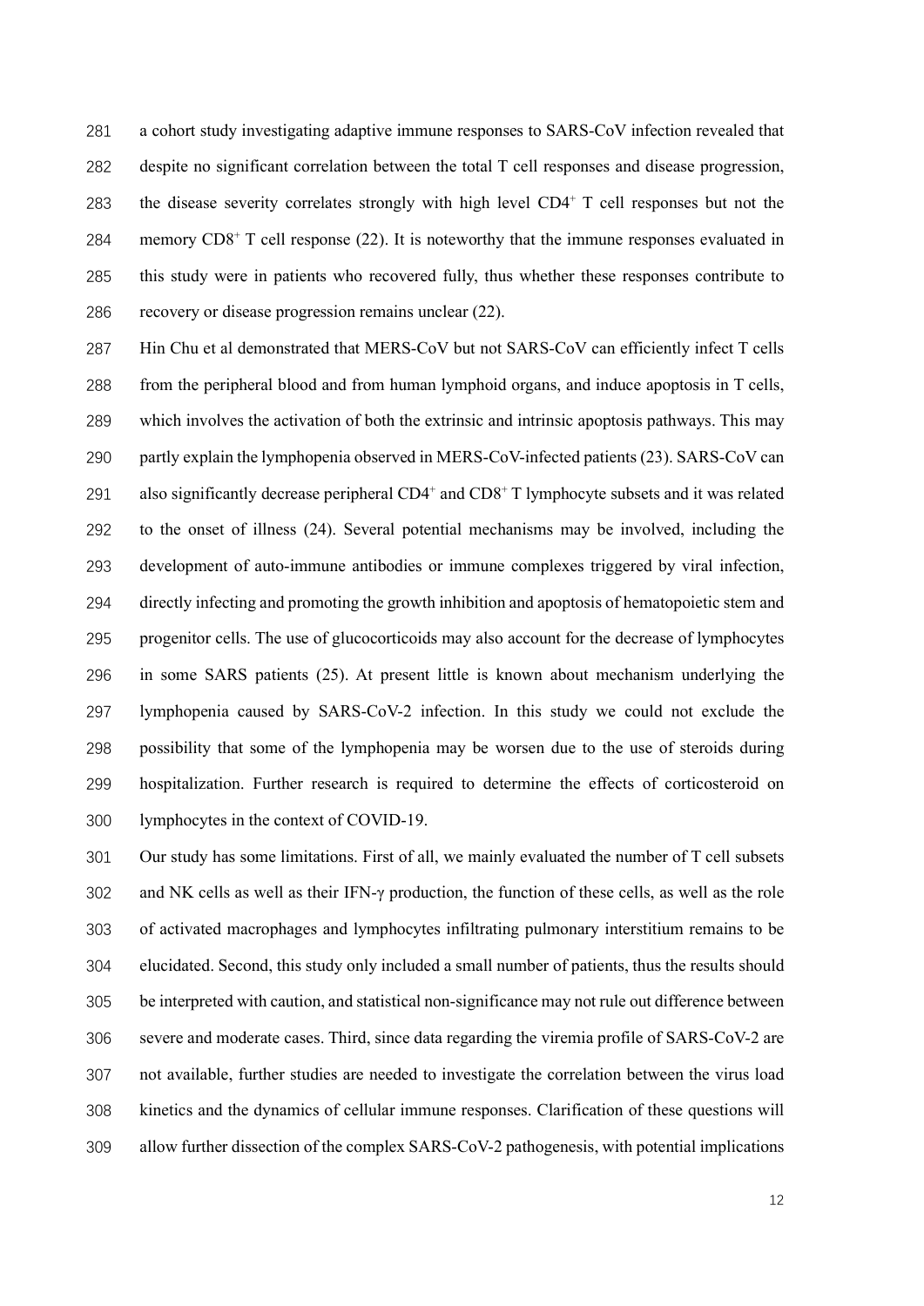a cohort study investigating adaptive immune responses to SARS-CoV infection revealed that despite no significant correlation between the total T cell responses and disease progression, the disease severity correlates strongly with high level $CD4^{+}$ T cell responses but not the memory $CD8^{+}$ T cell response (22). It is noteworthy that the immune responses evaluated in this study were in patients who recovered fully, thus whether these responses contribute to recovery or disease progression remains unclear (22).

Hin Chu et al demonstrated that MERS-CoV but not SARS-CoV can efficiently infect T cells from the peripheral blood and from human lymphoid organs, and induce apoptosis in T cells, which involves the activation of both the extrinsic and intrinsic apoptosis pathways. This may partly explain the lymphopenia observed in MERS-CoV-infected patients (23). SARS-CoV can also significantly decrease peripheral $CD4^{+}$ and $CD8^{+}$ T lymphocyte subsets and it was related to the onset of illness (24). Several potential mechanisms may be involved, including the development of auto-immune antibodies or immune complexes triggered by viral infection, directly infecting and promoting the growth inhibition and apoptosis of hematopoietic stem and progenitor cells. The use of glucocorticoids may also account for the decrease of lymphocytes in some SARS patients (25). At present little is known about mechanism underlying the lymphopenia caused by SARS-CoV-2 infection. In this study we could not exclude the possibility that some of the lymphopenia may be worsen due to the use of steroids during hospitalization. Further research is required to determine the effects of corticosteroid on lymphocytes in the context of COVID-19.

Our study has some limitations. First of all, we mainly evaluated the number of T cell subsets and NK cells as well as their IFN-γ production, the function of these cells, as well as the role of activated macrophages and lymphocytes infiltrating pulmonary interstitium remains to be elucidated. Second, this study only included a small number of patients, thus the results should be interpreted with caution, and statistical non-significance may not rule out difference between severe and moderate cases. Third, since data regarding the viremia profile of SARS-CoV-2 are not available, further studies are needed to investigate the correlation between the virus load kinetics and the dynamics of cellular immune responses. Clarification of these questions will allow further dissection of the complex SARS-CoV-2 pathogenesis, with potential implications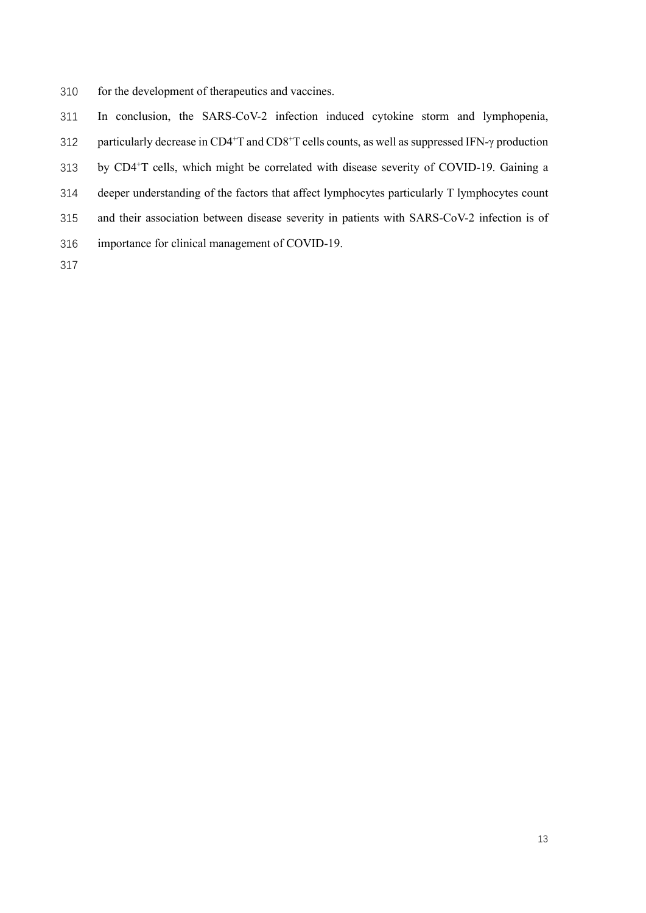for the development of therapeutics and vaccines.

In conclusion, the SARS-CoV-2 infection induced cytokine storm and lymphopenia, particularly decrease in $CD4^{+}T$ and $CD8^{+}T$ cells counts, as well as suppressed IFN-γ production by $CD4^{+}T$ cells, which might be correlated with disease severity of COVID-19. Gaining a deeper understanding of the factors that affect lymphocytes particularly T lymphocytes count and their association between disease severity in patients with SARS-CoV-2 infection is of importance for clinical management of COVID-19.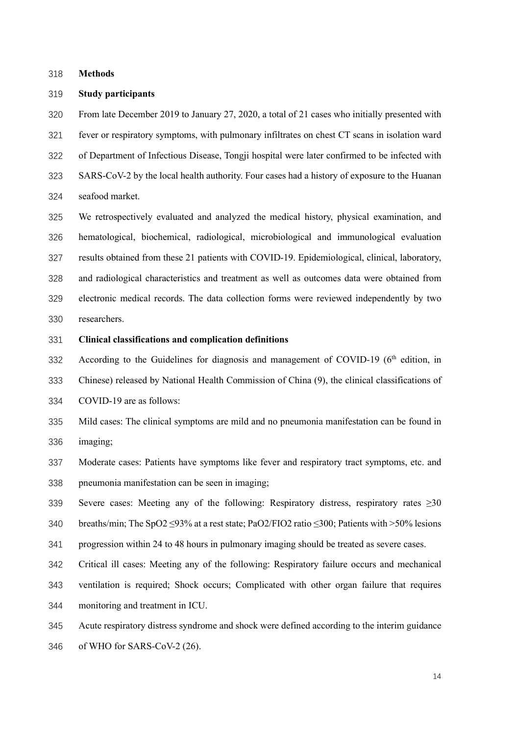## Methods

### Study participants

From late December 2019 to January 27, 2020, a total of 21 cases who initially presented with fever or respiratory symptoms, with pulmonary infiltrates on chest CT scans in isolation ward of Department of Infectious Disease, Tongji hospital were later confirmed to be infected with SARS-CoV-2 by the local health authority. Four cases had a history of exposure to the Huanan seafood market.

We retrospectively evaluated and analyzed the medical history, physical examination, and hematological, biochemical, radiological, microbiological and immunological evaluation results obtained from these 21 patients with COVID-19. Epidemiological, clinical, laboratory, and radiological characteristics and treatment as well as outcomes data were obtained from electronic medical records. The data collection forms were reviewed independently by two researchers.

### Clinical classifications and complication definitions

According to the Guidelines for diagnosis and management of COVID-19 ($6^{th}$ edition, in Chinese) released by National Health Commission of China (9), the clinical classifications of COVID-19 are as follows:

Mild cases: The clinical symptoms are mild and no pneumonia manifestation can be found in imaging;

Moderate cases: Patients have symptoms like fever and respiratory tract symptoms, etc. and pneumonia manifestation can be seen in imaging;

Severe cases: Meeting any of the following: Respiratory distress, respiratory rates $\geq$30 breaths/min; The $SpO_2$ $\leq$93% at a rest state; $PaO_2/FIO_2$ ratio $\leq$300; Patients with >50% lesions progression within 24 to 48 hours in pulmonary imaging should be treated as severe cases.

Critical ill cases: Meeting any of the following: Respiratory failure occurs and mechanical ventilation is required; Shock occurs; Complicated with other organ failure that requires monitoring and treatment in ICU.

Acute respiratory distress syndrome and shock were defined according to the interim guidance of WHO for SARS-CoV-2 (26).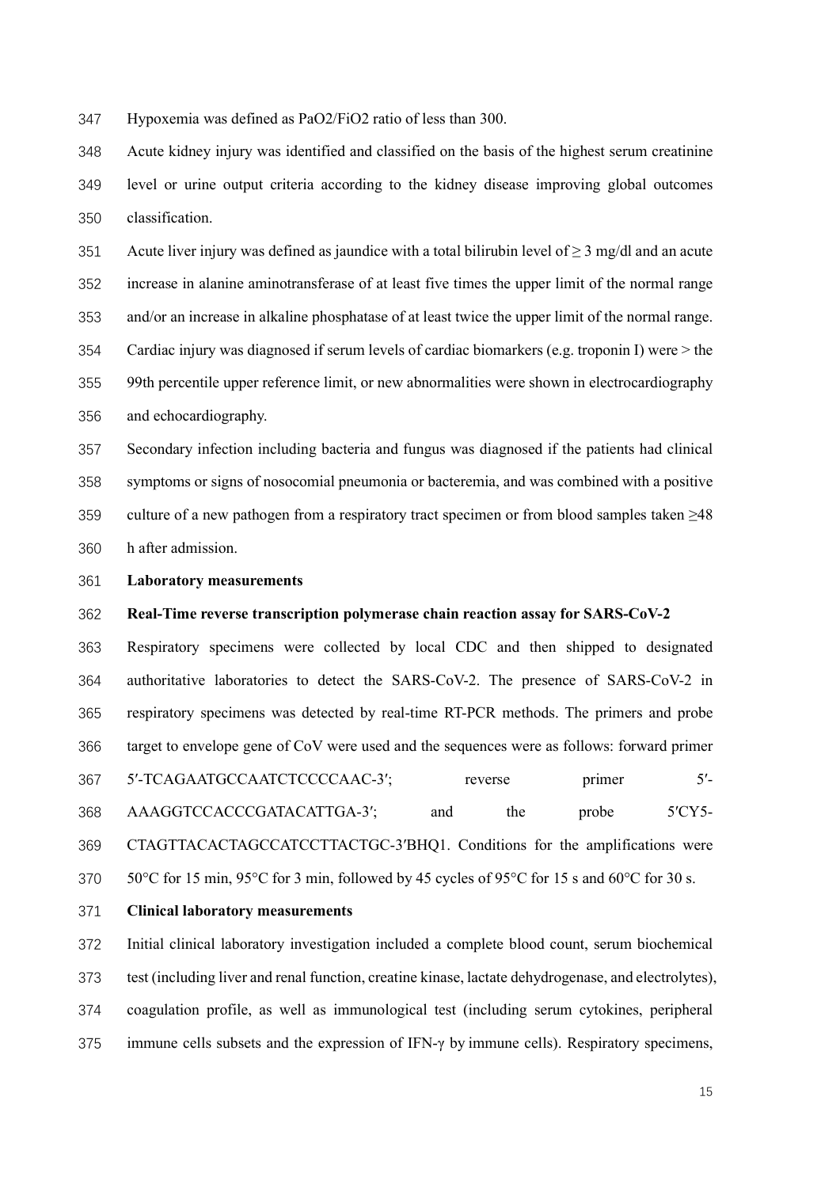Hypoxemia was defined as $PaO_2/FiO_2$ ratio of less than 300.

Acute kidney injury was identified and classified on the basis of the highest serum creatinine level or urine output criteria according to the kidney disease improving global outcomes classification.

Acute liver injury was defined as jaundice with a total bilirubin level of ≥ 3 mg/dl and an acute increase in alanine aminotransferase of at least five times the upper limit of the normal range and/or an increase in alkaline phosphatase of at least twice the upper limit of the normal range.

Cardiac injury was diagnosed if serum levels of cardiac biomarkers (e.g. troponin I) were > the 99th percentile upper reference limit, or new abnormalities were shown in electrocardiography and echocardiography.

Secondary infection including bacteria and fungus was diagnosed if the patients had clinical symptoms or signs of nosocomial pneumonia or bacteremia, and was combined with a positive culture of a new pathogen from a respiratory tract specimen or from blood samples taken ≥48 h after admission.

**Laboratory measurements**

**Real-Time reverse transcription polymerase chain reaction assay for SARS-CoV-2**

Respiratory specimens were collected by local CDC and then shipped to designated authoritative laboratories to detect the SARS-CoV-2. The presence of SARS-CoV-2 in respiratory specimens was detected by real-time RT-PCR methods. The primers and probe target to envelope gene of CoV were used and the sequences were as follows: forward primer 5′-TCAGAATGCCAATCTCCCCAAC-3′; reverse primer 5′-AAAGGTCCACCCGATACATTGA-3′; and the probe 5′CY5-CTAGTTACACTAGCCATCCTTACTGC-3′BHQ1. Conditions for the amplifications were 50°C for 15 min, 95°C for 3 min, followed by 45 cycles of 95°C for 15 s and 60°C for 30 s.

**Clinical laboratory measurements**

Initial clinical laboratory investigation included a complete blood count, serum biochemical test (including liver and renal function, creatine kinase, lactate dehydrogenase, and electrolytes), coagulation profile, as well as immunological test (including serum cytokines, peripheral immune cells subsets and the expression of IFN-γ by immune cells). Respiratory specimens,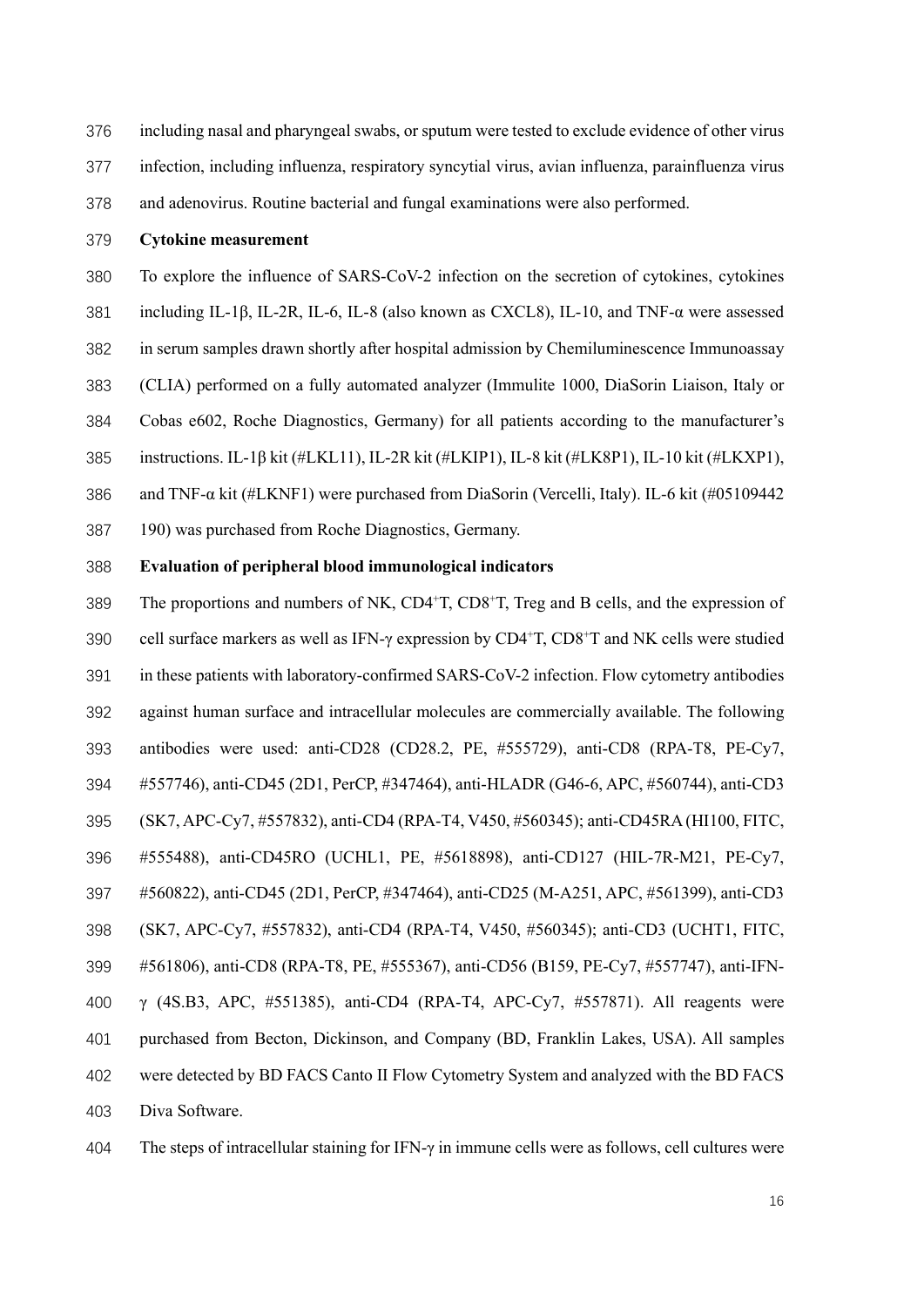including nasal and pharyngeal swabs, or sputum were tested to exclude evidence of other virus infection, including influenza, respiratory syncytial virus, avian influenza, parainfluenza virus and adenovirus. Routine bacterial and fungal examinations were also performed.

**Cytokine measurement**

To explore the influence of SARS-CoV-2 infection on the secretion of cytokines, cytokines including IL-1β, IL-2R, IL-6, IL-8 (also known as CXCL8), IL-10, and TNF-α were assessed in serum samples drawn shortly after hospital admission by Chemiluminescence Immunoassay (CLIA) performed on a fully automated analyzer (Immulite 1000, DiaSorin Liaison, Italy or Cobas e602, Roche Diagnostics, Germany) for all patients according to the manufacturer's instructions. IL-1β kit (#LKL11), IL-2R kit (#LKIP1), IL-8 kit (#LK8P1), IL-10 kit (#LKXP1), and TNF-α kit (#LKNF1) were purchased from DiaSorin (Vercelli, Italy). IL-6 kit (#05109442 190) was purchased from Roche Diagnostics, Germany.

**Evaluation of peripheral blood immunological indicators**

The proportions and numbers of NK, $CD4^+$T, $CD8^+$T, Treg and B cells, and the expression of cell surface markers as well as IFN-γ expression by $CD4^+$T, $CD8^+$T and NK cells were studied in these patients with laboratory-confirmed SARS-CoV-2 infection. Flow cytometry antibodies against human surface and intracellular molecules are commercially available. The following antibodies were used: anti-CD28 (CD28.2, PE, #555729), anti-CD8 (RPA-T8, PE-Cy7, #557746), anti-CD45 (2D1, PerCP, #347464), anti-HLADR (G46-6, APC, #560744), anti-CD3 (SK7, APC-Cy7, #557832), anti-CD4 (RPA-T4, V450, #560345); anti-CD45RA (HI100, FITC, #555488), anti-CD45RO (UCHL1, PE, #5618898), anti-CD127 (HIL-7R-M21, PE-Cy7, #560822), anti-CD45 (2D1, PerCP, #347464), anti-CD25 (M-A251, APC, #561399), anti-CD3 (SK7, APC-Cy7, #557832), anti-CD4 (RPA-T4, V450, #560345); anti-CD3 (UCHT1, FITC, #561806), anti-CD8 (RPA-T8, PE, #555367), anti-CD56 (B159, PE-Cy7, #557747), anti-IFN-γ (4S.B3, APC, #551385), anti-CD4 (RPA-T4, APC-Cy7, #557871). All reagents were purchased from Becton, Dickinson, and Company (BD, Franklin Lakes, USA). All samples were detected by BD FACS Canto II Flow Cytometry System and analyzed with the BD FACS Diva Software.

The steps of intracellular staining for IFN-γ in immune cells were as follows, cell cultures were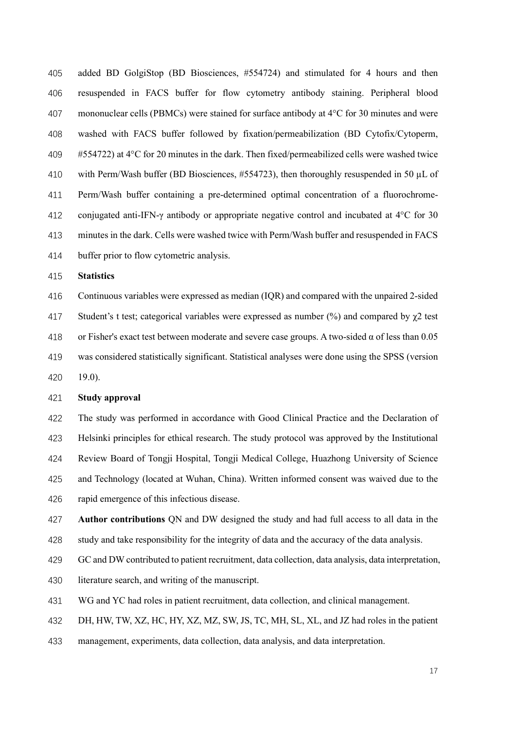added BD GolgiStop (BD Biosciences, #554724) and stimulated for 4 hours and then resuspended in FACS buffer for flow cytometry antibody staining. Peripheral blood mononuclear cells (PBMCs) were stained for surface antibody at 4°C for 30 minutes and were washed with FACS buffer followed by fixation/permeabilization (BD Cytofix/Cytoperm, #554722) at 4°C for 20 minutes in the dark. Then fixed/permeabilized cells were washed twice with Perm/Wash buffer (BD Biosciences, #554723), then thoroughly resuspended in 50 μL of Perm/Wash buffer containing a pre-determined optimal concentration of a fluorochrome-conjugated anti-IFN-γ antibody or appropriate negative control and incubated at 4°C for 30 minutes in the dark. Cells were washed twice with Perm/Wash buffer and resuspended in FACS buffer prior to flow cytometric analysis.

**Statistics**

Continuous variables were expressed as median (IQR) and compared with the unpaired 2-sided Student's t test; categorical variables were expressed as number (%) and compared by $\chi 2$ test or Fisher's exact test between moderate and severe case groups. A two-sided $\alpha$ of less than 0.05 was considered statistically significant. Statistical analyses were done using the SPSS (version 19.0).

**Study approval**

The study was performed in accordance with Good Clinical Practice and the Declaration of Helsinki principles for ethical research. The study protocol was approved by the Institutional Review Board of Tongji Hospital, Tongji Medical College, Huazhong University of Science and Technology (located at Wuhan, China). Written informed consent was waived due to the rapid emergence of this infectious disease.

**Author contributions** QN and DW designed the study and had full access to all data in the study and take responsibility for the integrity of data and the accuracy of the data analysis.

GC and DW contributed to patient recruitment, data collection, data analysis, data interpretation, literature search, and writing of the manuscript.

WG and YC had roles in patient recruitment, data collection, and clinical management.

DH, HW, TW, XZ, HC, HY, XZ, MZ, SW, JS, TC, MH, SL, XL, and JZ had roles in the patient management, experiments, data collection, data analysis, and data interpretation.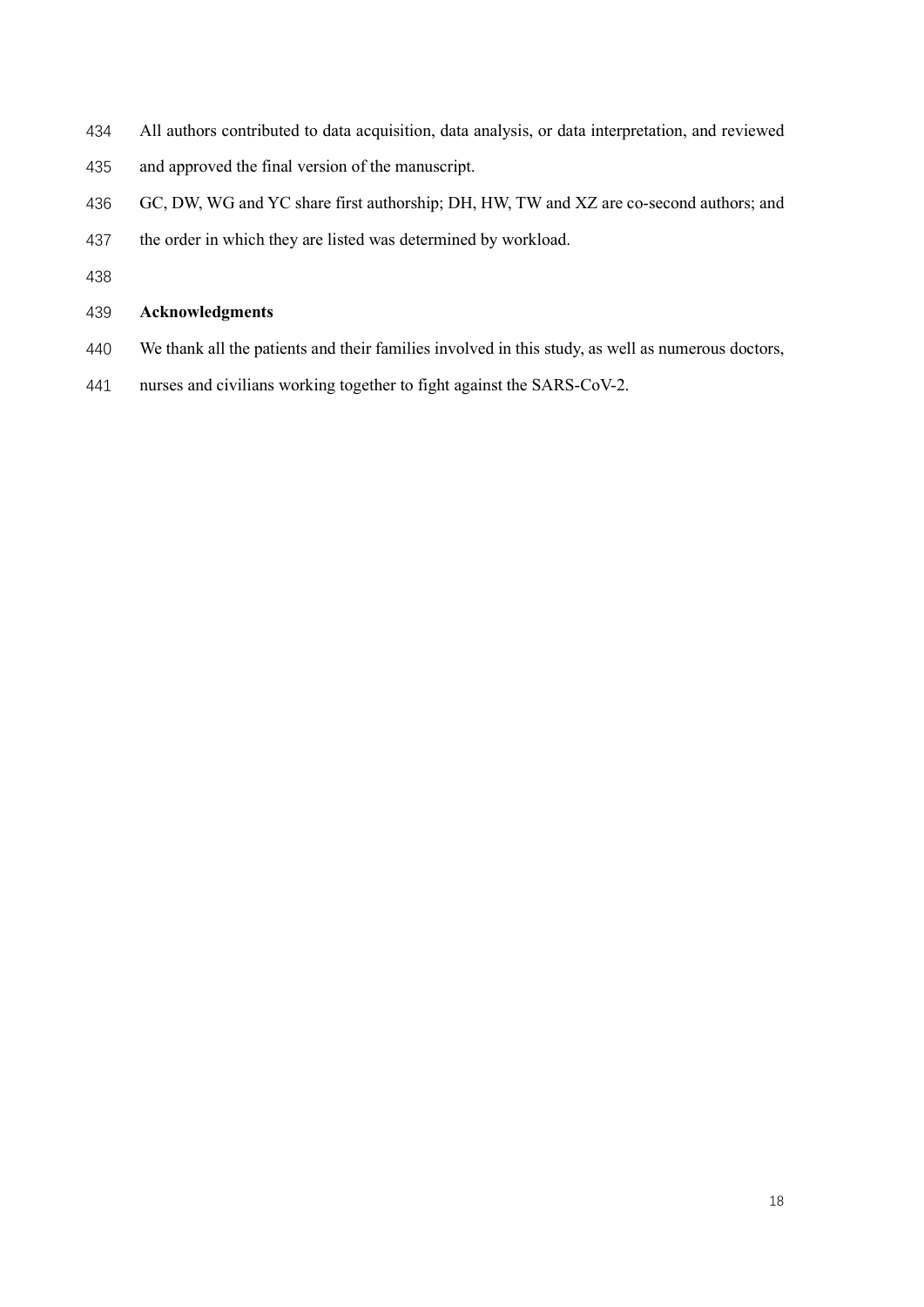All authors contributed to data acquisition, data analysis, or data interpretation, and reviewed and approved the final version of the manuscript.

GC, DW, WG and YC share first authorship; DH, HW, TW and XZ are co-second authors; and the order in which they are listed was determined by workload.

## Acknowledgments

We thank all the patients and their families involved in this study, as well as numerous doctors, nurses and civilians working together to fight against the SARS-CoV-2.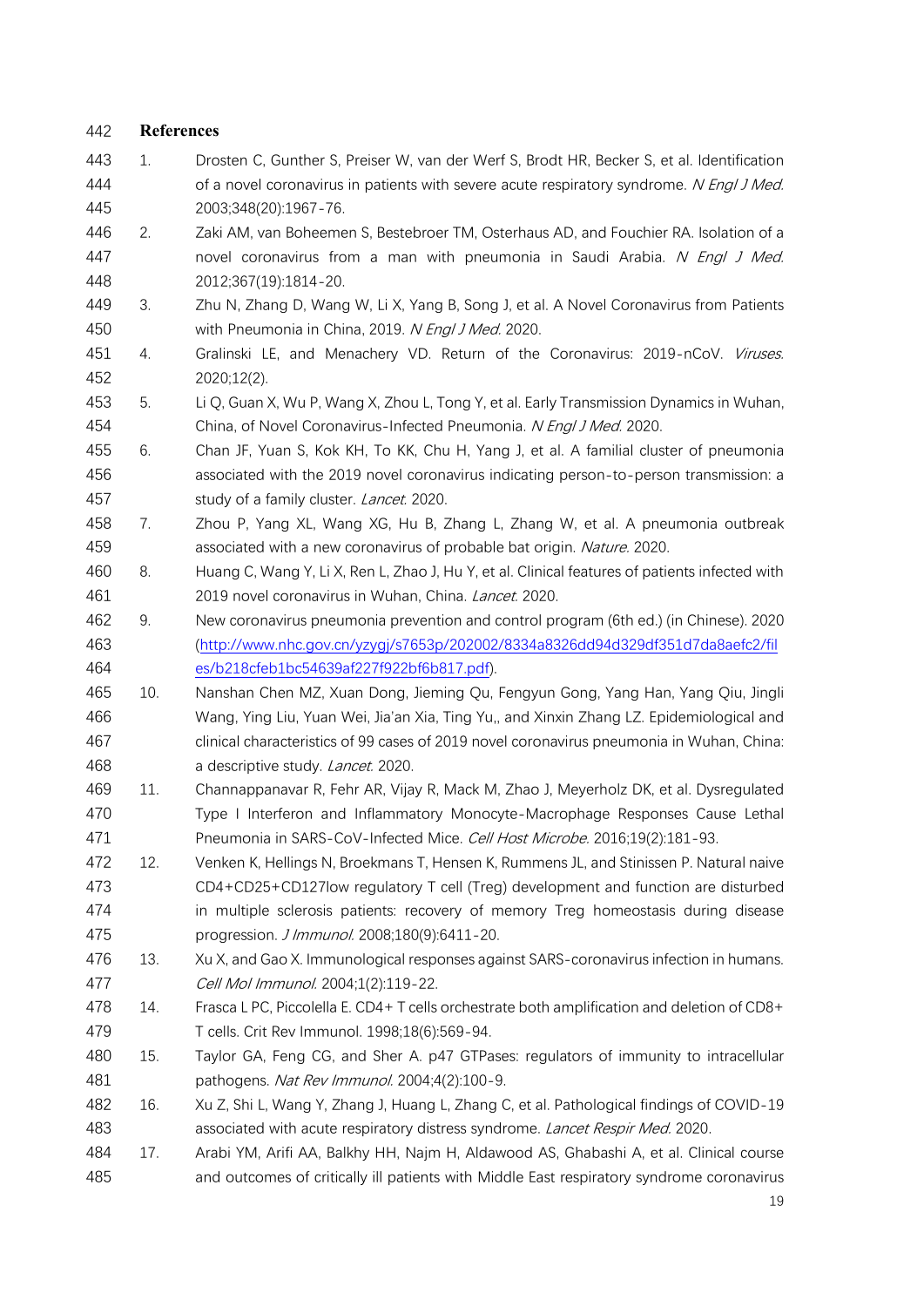## References

1. Drosten C, Gunther S, Preiser W, van der Werf S, Brodt HR, Becker S, et al. Identification of a novel coronavirus in patients with severe acute respiratory syndrome. *N Engl J Med.* 2003;348(20):1967-76.
2. Zaki AM, van Boheemen S, Bestebroer TM, Osterhaus AD, and Fouchier RA. Isolation of a novel coronavirus from a man with pneumonia in Saudi Arabia. *N Engl J Med.* 2012;367(19):1814-20.
3. Zhu N, Zhang D, Wang W, Li X, Yang B, Song J, et al. A Novel Coronavirus from Patients with Pneumonia in China, 2019. *N Engl J Med.* 2020.
4. Gralinski LE, and Menachery VD. Return of the Coronavirus: 2019-nCoV. *Viruses.* 2020;12(2).
5. Li Q, Guan X, Wu P, Wang X, Zhou L, Tong Y, et al. Early Transmission Dynamics in Wuhan, China, of Novel Coronavirus-Infected Pneumonia. *N Engl J Med.* 2020.
6. Chan JF, Yuan S, Kok KH, To KK, Chu H, Yang J, et al. A familial cluster of pneumonia associated with the 2019 novel coronavirus indicating person-to-person transmission: a study of a family cluster. *Lancet.* 2020.
7. Zhou P, Yang XL, Wang XG, Hu B, Zhang L, Zhang W, et al. A pneumonia outbreak associated with a new coronavirus of probable bat origin. *Nature.* 2020.
8. Huang C, Wang Y, Li X, Ren L, Zhao J, Hu Y, et al. Clinical features of patients infected with 2019 novel coronavirus in Wuhan, China. *Lancet.* 2020.
9. New coronavirus pneumonia prevention and control program (6th ed.) (in Chinese). 2020 (http://www.nhc.gov.cn/yzygj/s7653p/202002/8334a8326dd94d329df351d7da8aefc2/files/b218cfeb1bc54639af227f922bf6b817.pdf).
10. Nanshan Chen MZ, Xuan Dong, Jieming Qu, Fengyun Gong, Yang Han, Yang Qiu, Jingli Wang, Ying Liu, Yuan Wei, Jia'an Xia, Ting Yu,, and Xinxin Zhang LZ. Epidemiological and clinical characteristics of 99 cases of 2019 novel coronavirus pneumonia in Wuhan, China: a descriptive study. *Lancet.* 2020.
11. Channappanavar R, Fehr AR, Vijay R, Mack M, Zhao J, Meyerholz DK, et al. Dysregulated Type I Interferon and Inflammatory Monocyte-Macrophage Responses Cause Lethal Pneumonia in SARS-CoV-Infected Mice. *Cell Host Microbe.* 2016;19(2):181-93.
12. Venken K, Hellings N, Broekmans T, Hensen K, Rummens JL, and Stinissen P. Natural naive CD4+CD25+CD127low regulatory T cell (Treg) development and function are disturbed in multiple sclerosis patients: recovery of memory Treg homeostasis during disease progression. *J Immunol.* 2008;180(9):6411-20.
13. Xu X, and Gao X. Immunological responses against SARS-coronavirus infection in humans. *Cell Mol Immunol.* 2004;1(2):119-22.
14. Frasca L PC, Piccolella E. CD4+ T cells orchestrate both amplification and deletion of CD8+ T cells. Crit Rev Immunol. 1998;18(6):569-94.
15. Taylor GA, Feng CG, and Sher A. p47 GTPases: regulators of immunity to intracellular pathogens. *Nat Rev Immunol.* 2004;4(2):100-9.
16. Xu Z, Shi L, Wang Y, Zhang J, Huang L, Zhang C, et al. Pathological findings of COVID-19 associated with acute respiratory distress syndrome. *Lancet Respir Med.* 2020.
17. Arabi YM, Arifi AA, Balkhy HH, Najm H, Aldawood AS, Ghabashi A, et al. Clinical course and outcomes of critically ill patients with Middle East respiratory syndrome coronavirus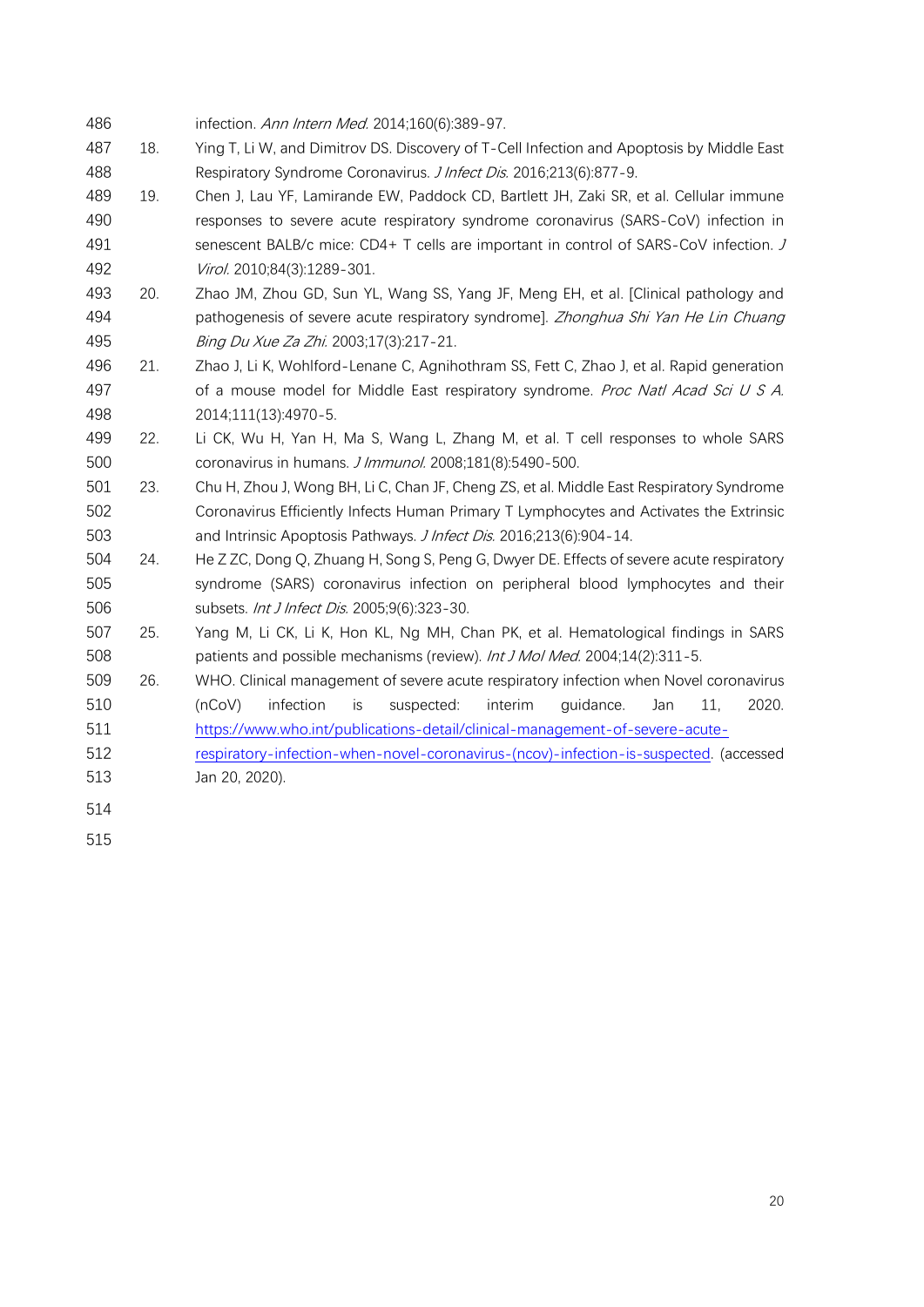infection. *Ann Intern Med.* 2014;160(6):389-97.

18. Ying T, Li W, and Dimitrov DS. Discovery of T-Cell Infection and Apoptosis by Middle East Respiratory Syndrome Coronavirus. *J Infect Dis.* 2016;213(6):877-9.
19. Chen J, Lau YF, Lamirande EW, Paddock CD, Bartlett JH, Zaki SR, et al. Cellular immune responses to severe acute respiratory syndrome coronavirus (SARS-CoV) infection in senescent BALB/c mice: CD4+ T cells are important in control of SARS-CoV infection. *J Virol.* 2010;84(3):1289-301.
20. Zhao JM, Zhou GD, Sun YL, Wang SS, Yang JF, Meng EH, et al. [Clinical pathology and pathogenesis of severe acute respiratory syndrome]. *Zhonghua Shi Yan He Lin Chuang Bing Du Xue Za Zhi.* 2003;17(3):217-21.
21. Zhao J, Li K, Wohlford-Lenane C, Agnihothram SS, Fett C, Zhao J, et al. Rapid generation of a mouse model for Middle East respiratory syndrome. *Proc Natl Acad Sci U S A.* 2014;111(13):4970-5.
22. Li CK, Wu H, Yan H, Ma S, Wang L, Zhang M, et al. T cell responses to whole SARS coronavirus in humans. *J Immunol.* 2008;181(8):5490-500.
23. Chu H, Zhou J, Wong BH, Li C, Chan JF, Cheng ZS, et al. Middle East Respiratory Syndrome Coronavirus Efficiently Infects Human Primary T Lymphocytes and Activates the Extrinsic and Intrinsic Apoptosis Pathways. *J Infect Dis.* 2016;213(6):904-14.
24. He Z ZC, Dong Q, Zhuang H, Song S, Peng G, Dwyer DE. Effects of severe acute respiratory syndrome (SARS) coronavirus infection on peripheral blood lymphocytes and their subsets. *Int J Infect Dis.* 2005;9(6):323-30.
25. Yang M, Li CK, Li K, Hon KL, Ng MH, Chan PK, et al. Hematological findings in SARS patients and possible mechanisms (review). *Int J Mol Med.* 2004;14(2):311-5.
26. WHO. Clinical management of severe acute respiratory infection when Novel coronavirus (nCoV) infection is suspected: interim guidance. Jan 11, 2020. https://www.who.int/publications-detail/clinical-management-of-severe-acute-respiratory-infection-when-novel-coronavirus-(ncov)-infection-is-suspected. (accessed Jan 20, 2020).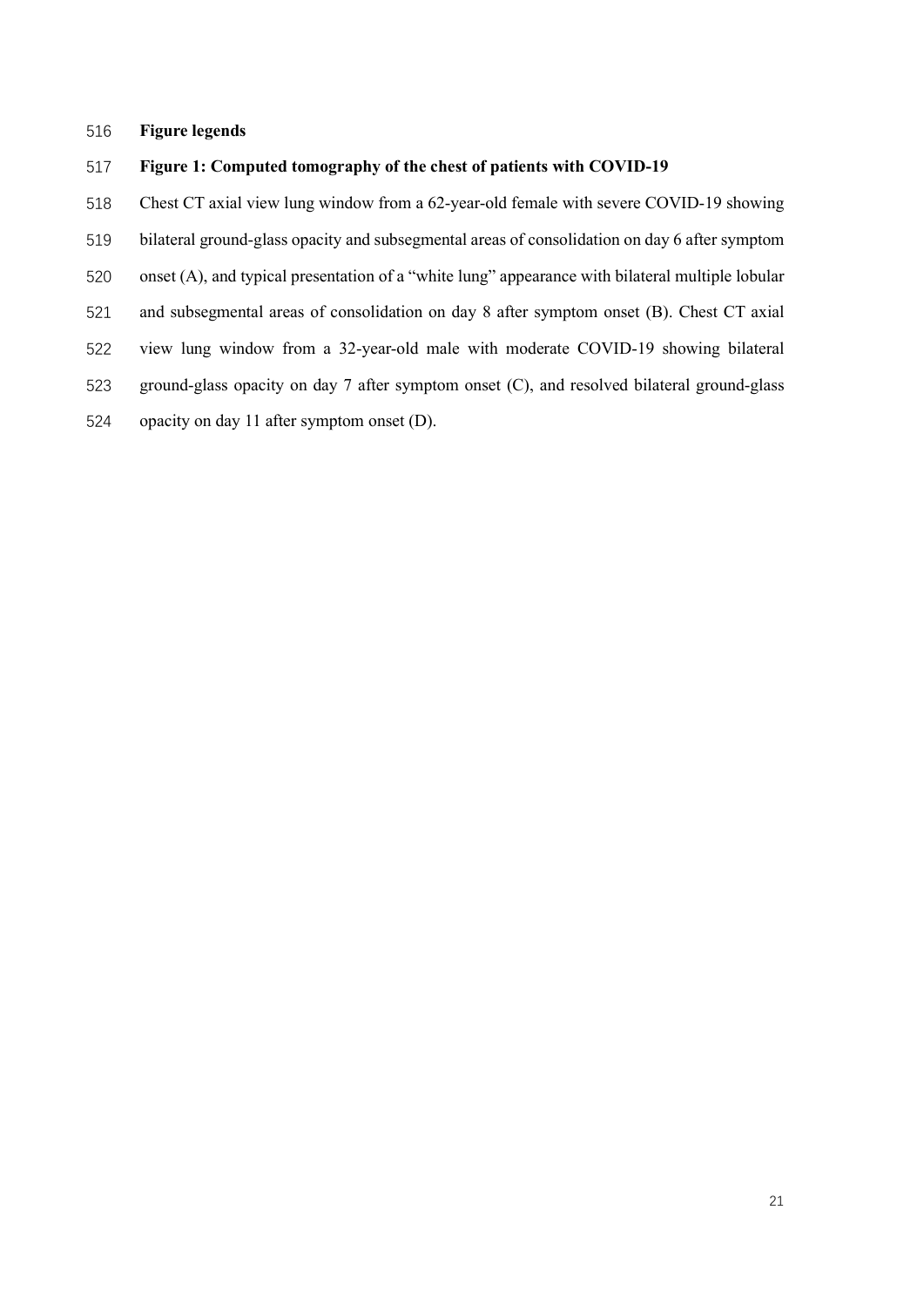## Figure legends

### Figure 1: Computed tomography of the chest of patients with COVID-19

Chest CT axial view lung window from a 62-year-old female with severe COVID-19 showing bilateral ground-glass opacity and subsegmental areas of consolidation on day 6 after symptom onset (A), and typical presentation of a "white lung" appearance with bilateral multiple lobular and subsegmental areas of consolidation on day 8 after symptom onset (B). Chest CT axial view lung window from a 32-year-old male with moderate COVID-19 showing bilateral ground-glass opacity on day 7 after symptom onset (C), and resolved bilateral ground-glass opacity on day 11 after symptom onset (D).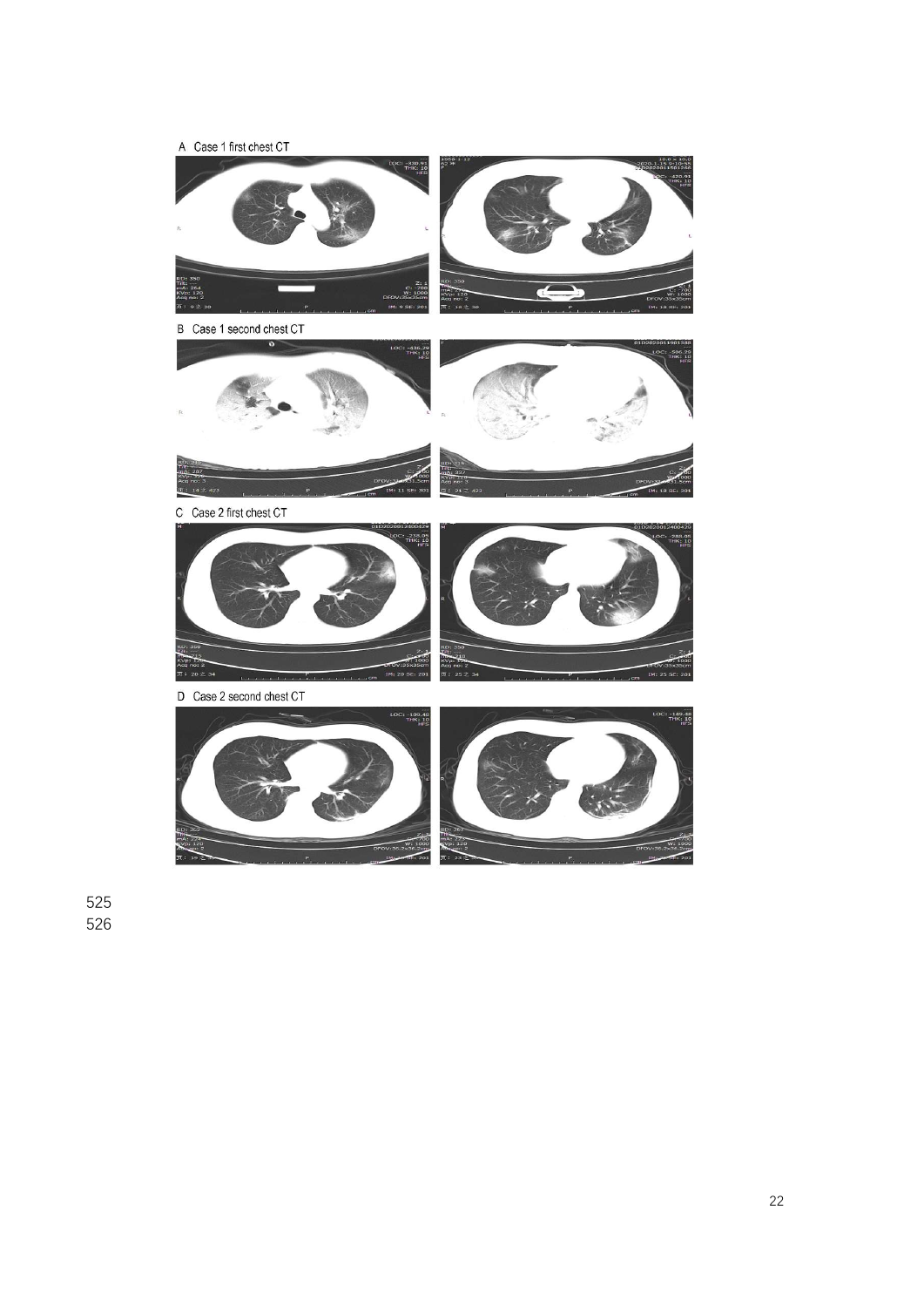A Case 1 first chest CT

B Case 1 second chest CT

C Case 2 first chest CT

D Case 2 second chest CT

525
526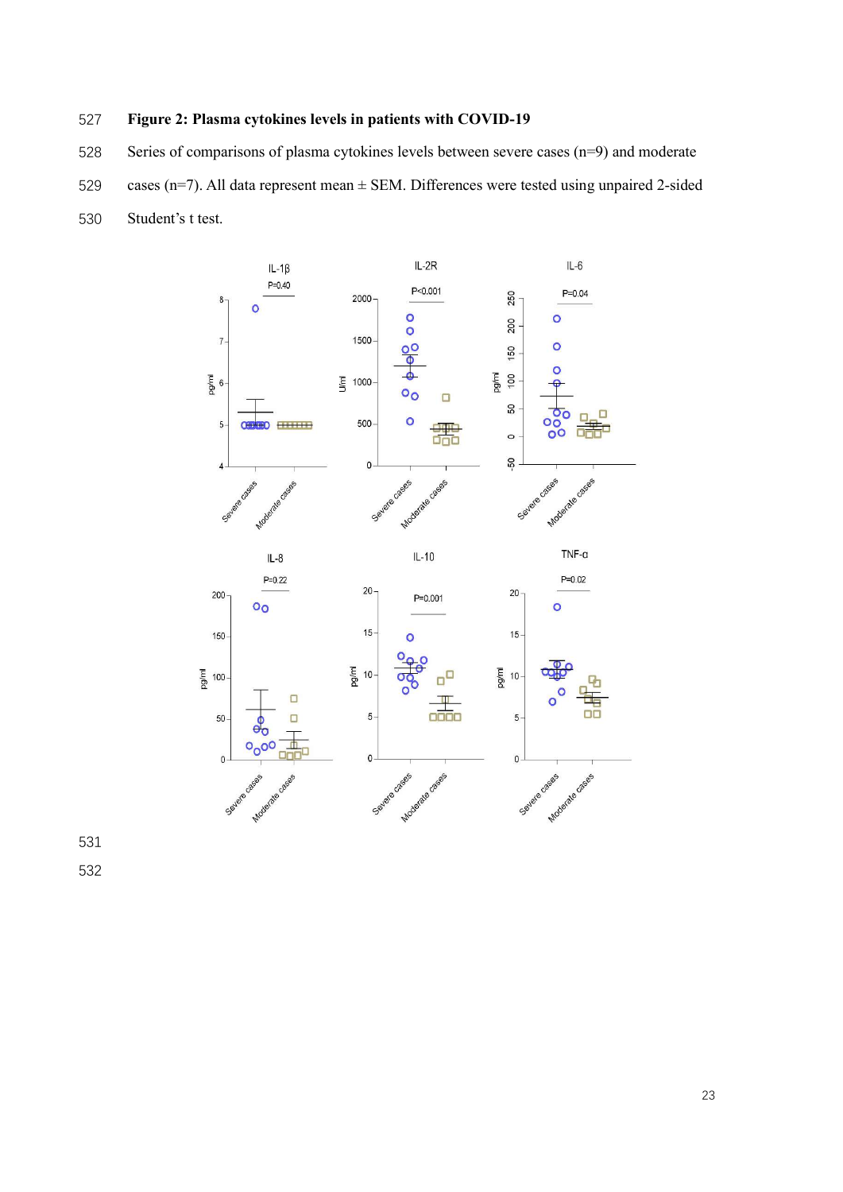**Figure 2: Plasma cytokines levels in patients with COVID-19**

Series of comparisons of plasma cytokines levels between severe cases (n=9) and moderate cases (n=7). All data represent mean ± SEM. Differences were tested using unpaired 2-sided Student's t test.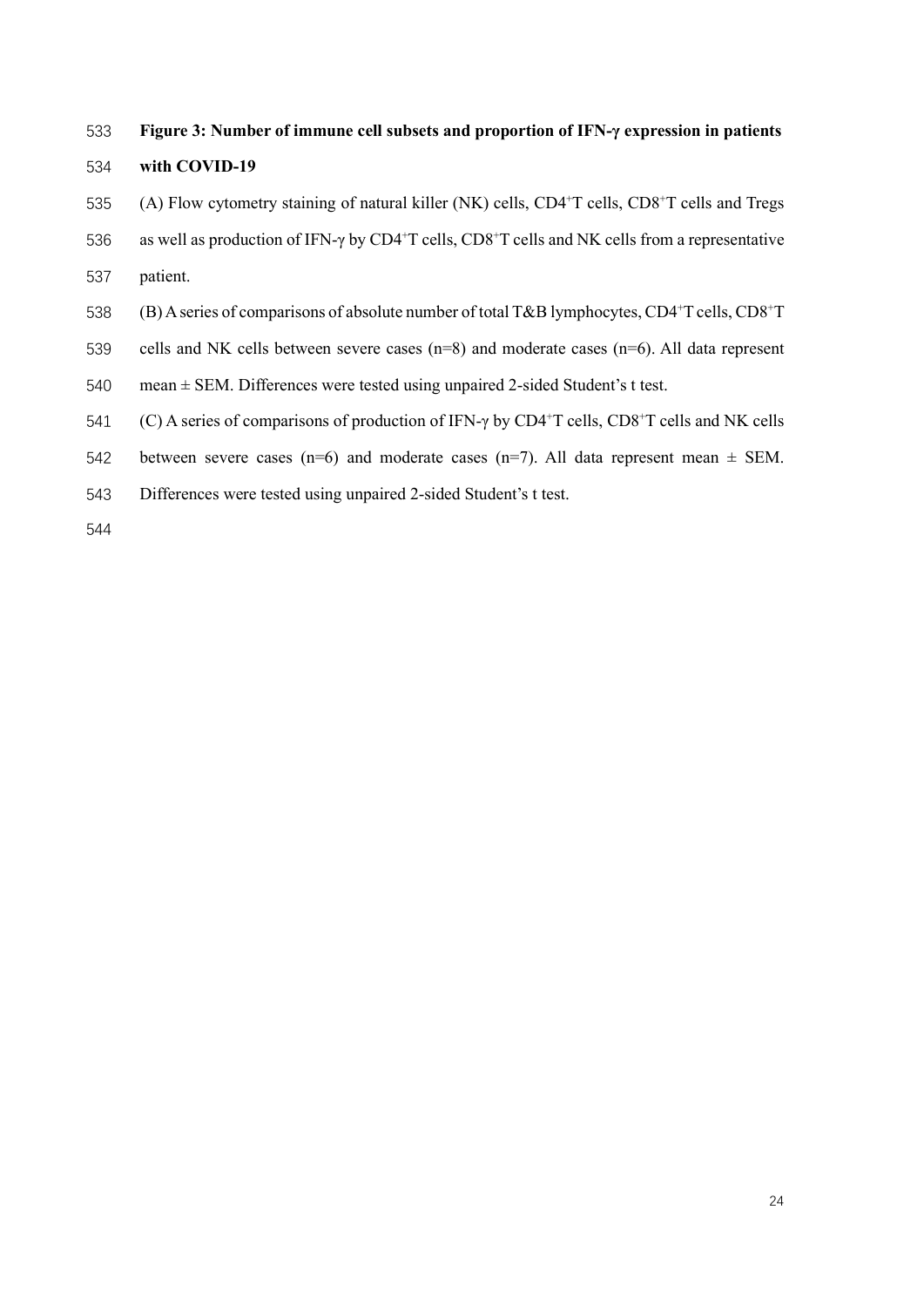**Figure 3: Number of immune cell subsets and proportion of IFN-γ expression in patients with COVID-19**

(A) Flow cytometry staining of natural killer (NK) cells, $CD4^{+}$T cells, $CD8^{+}$T cells and Tregs as well as production of IFN-γ by $CD4^{+}$T cells, $CD8^{+}$T cells and NK cells from a representative patient.

(B) A series of comparisons of absolute number of total T&B lymphocytes, $CD4^{+}$T cells, $CD8^{+}$T cells and NK cells between severe cases (n=8) and moderate cases (n=6). All data represent mean ± SEM. Differences were tested using unpaired 2-sided Student's t test.

(C) A series of comparisons of production of IFN-γ by $CD4^{+}$T cells, $CD8^{+}$T cells and NK cells between severe cases (n=6) and moderate cases (n=7). All data represent mean ± SEM. Differences were tested using unpaired 2-sided Student's t test.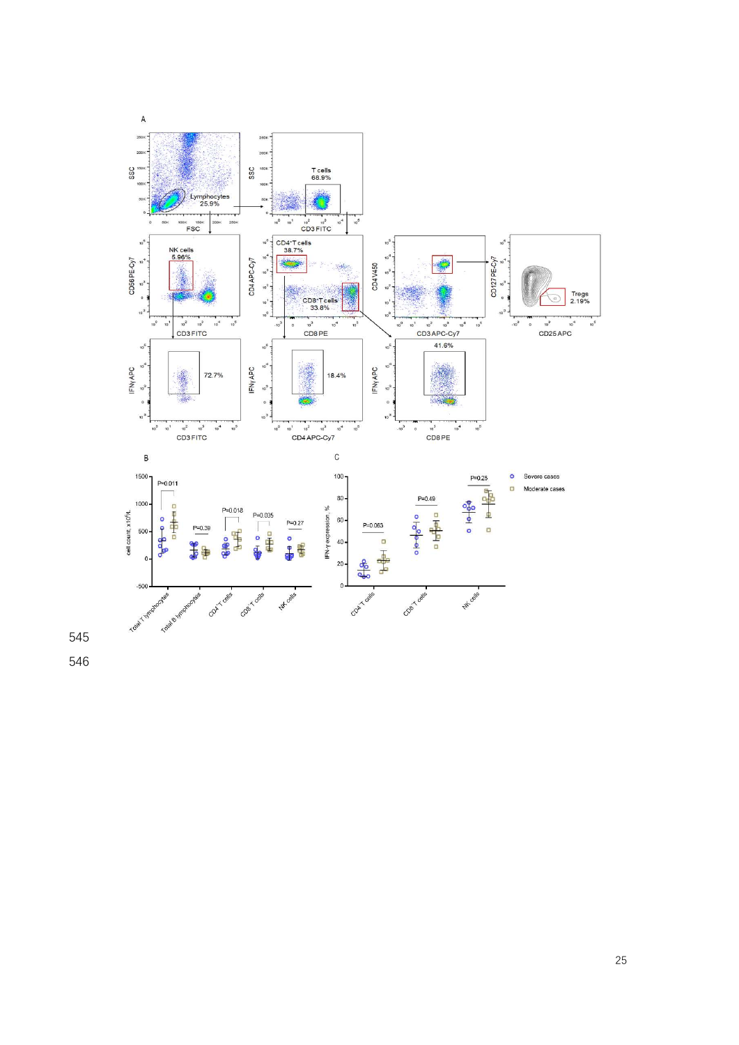A

Lymphocytes 25.9%

T cells 68.9%

NK cells 5.96%

CD4+T cells 38.7%

CD8+T cells 33.8%

Tregs 2.19%

72.7%

18.4%

41.6%

SSC, FSC, CD3 FITC, CD56 PE-Cy7, CD4 APC-Cy7, CD8 PE, CD4 V450, CD3 APC-Cy7, CD127 PE-Cy7, CD25 APC, IFNγ APC

B

cell count, x10^6/L

P=0.011, P=0.39, P=0.018, P=0.035, P=0.27

Total T lymphocytes, Total B lymphocytes, CD4+T cells, CD8+T cells, NK cells

C

IFN-γ expression, %

P=0.063, P=0.49, P=0.25

CD4+T cells, CD8+T cells, NK cells

Severe cases

Moderate cases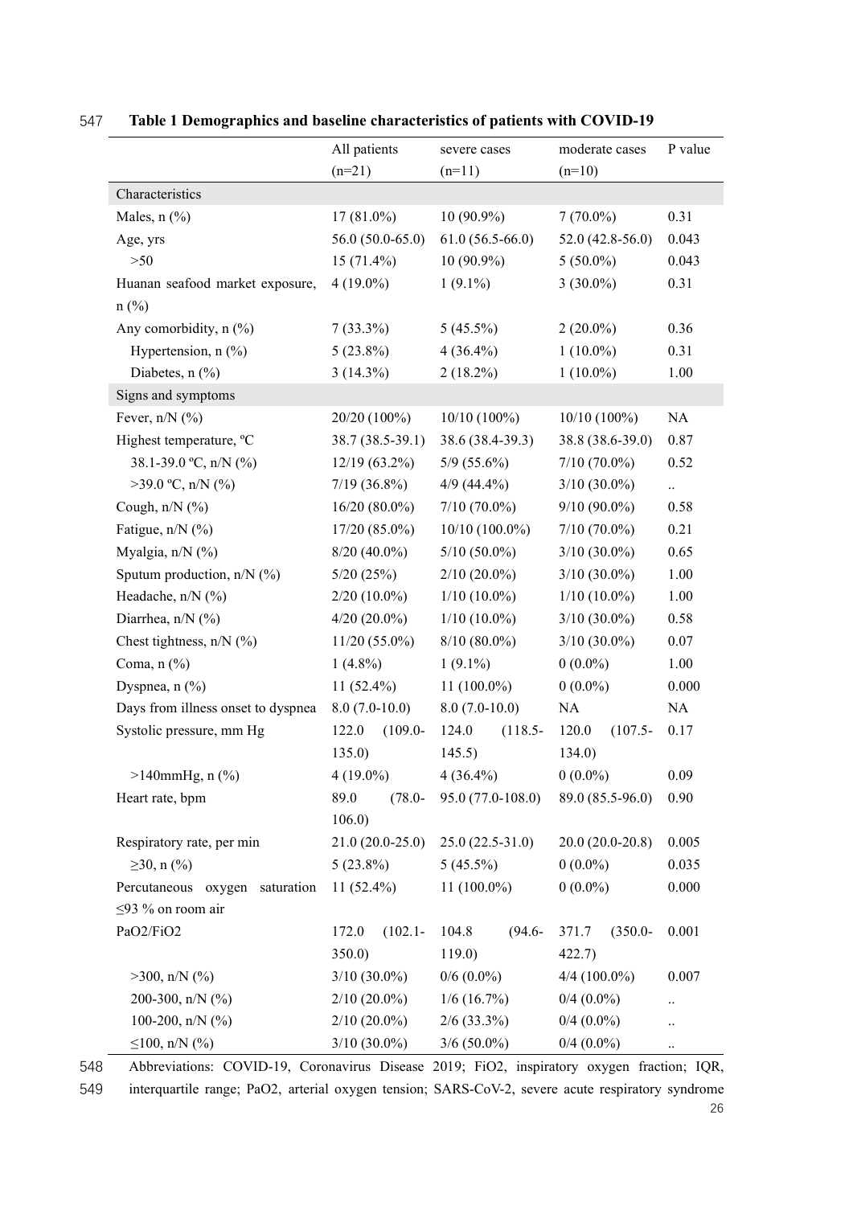**Table 1 Demographics and baseline characteristics of patients with COVID-19**

| | All patients (n=21) | severe cases (n=11) | moderate cases (n=10) | P value |
|---|---|---|---|---|
| Characteristics | | | | |
| Males, n (%) | 17 (81.0%) | 10 (90.9%) | 7 (70.0%) | 0.31 |
| Age, yrs | 56.0 (50.0-65.0) | 61.0 (56.5-66.0) | 52.0 (42.8-56.0) | 0.043 |
| >50 | 15 (71.4%) | 10 (90.9%) | 5 (50.0%) | 0.043 |
| Huanan seafood market exposure, n (%) | 4 (19.0%) | 1 (9.1%) | 3 (30.0%) | 0.31 |
| Any comorbidity, n (%) | 7 (33.3%) | 5 (45.5%) | 2 (20.0%) | 0.36 |
| Hypertension, n (%) | 5 (23.8%) | 4 (36.4%) | 1 (10.0%) | 0.31 |
| Diabetes, n (%) | 3 (14.3%) | 2 (18.2%) | 1 (10.0%) | 1.00 |
| Signs and symptoms | | | | |
| Fever, n/N (%) | 20/20 (100%) | 10/10 (100%) | 10/10 (100%) | NA |
| Highest temperature, ºC | 38.7 (38.5-39.1) | 38.6 (38.4-39.3) | 38.8 (38.6-39.0) | 0.87 |
| 38.1-39.0 ºC, n/N (%) | 12/19 (63.2%) | 5/9 (55.6%) | 7/10 (70.0%) | 0.52 |
| >39.0 ºC, n/N (%) | 7/19 (36.8%) | 4/9 (44.4%) | 3/10 (30.0%) | .. |
| Cough, n/N (%) | 16/20 (80.0%) | 7/10 (70.0%) | 9/10 (90.0%) | 0.58 |
| Fatigue, n/N (%) | 17/20 (85.0%) | 10/10 (100.0%) | 7/10 (70.0%) | 0.21 |
| Myalgia, n/N (%) | 8/20 (40.0%) | 5/10 (50.0%) | 3/10 (30.0%) | 0.65 |
| Sputum production, n/N (%) | 5/20 (25%) | 2/10 (20.0%) | 3/10 (30.0%) | 1.00 |
| Headache, n/N (%) | 2/20 (10.0%) | 1/10 (10.0%) | 1/10 (10.0%) | 1.00 |
| Diarrhea, n/N (%) | 4/20 (20.0%) | 1/10 (10.0%) | 3/10 (30.0%) | 0.58 |
| Chest tightness, n/N (%) | 11/20 (55.0%) | 8/10 (80.0%) | 3/10 (30.0%) | 0.07 |
| Coma, n (%) | 1 (4.8%) | 1 (9.1%) | 0 (0.0%) | 1.00 |
| Dyspnea, n (%) | 11 (52.4%) | 11 (100.0%) | 0 (0.0%) | 0.000 |
| Days from illness onset to dyspnea | 8.0 (7.0-10.0) | 8.0 (7.0-10.0) | NA | NA |
| Systolic pressure, mm Hg | 122.0 (109.0-135.0) | 124.0 (118.5-145.5) | 120.0 (107.5-134.0) | 0.17 |
| >140mmHg, n (%) | 4 (19.0%) | 4 (36.4%) | 0 (0.0%) | 0.09 |
| Heart rate, bpm | 89.0 (78.0-106.0) | 95.0 (77.0-108.0) | 89.0 (85.5-96.0) | 0.90 |
| Respiratory rate, per min | 21.0 (20.0-25.0) | 25.0 (22.5-31.0) | 20.0 (20.0-20.8) | 0.005 |
| ≥30, n (%) | 5 (23.8%) | 5 (45.5%) | 0 (0.0%) | 0.035 |
| Percutaneous oxygen saturation ≤93 % on room air | 11 (52.4%) | 11 (100.0%) | 0 (0.0%) | 0.000 |
| PaO2/FiO2 | 172.0 (102.1-350.0) | 104.8 (94.6-119.0) | 371.7 (350.0-422.7) | 0.001 |
| >300, n/N (%) | 3/10 (30.0%) | 0/6 (0.0%) | 4/4 (100.0%) | 0.007 |
| 200-300, n/N (%) | 2/10 (20.0%) | 1/6 (16.7%) | 0/4 (0.0%) | .. |
| 100-200, n/N (%) | 2/10 (20.0%) | 2/6 (33.3%) | 0/4 (0.0%) | .. |
| ≤100, n/N (%) | 3/10 (30.0%) | 3/6 (50.0%) | 0/4 (0.0%) | .. |

Abbreviations: COVID-19, Coronavirus Disease 2019; FiO2, inspiratory oxygen fraction; IQR, interquartile range; PaO2, arterial oxygen tension; SARS-CoV-2, severe acute respiratory syndrome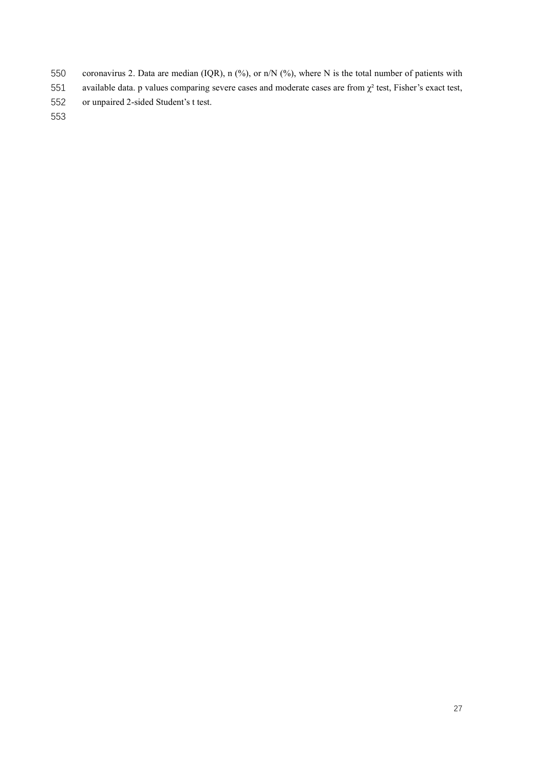coronavirus 2. Data are median (IQR), n (%), or n/N (%), where N is the total number of patients with available data. p values comparing severe cases and moderate cases are from $\chi^2$ test, Fisher's exact test, or unpaired 2-sided Student's t test.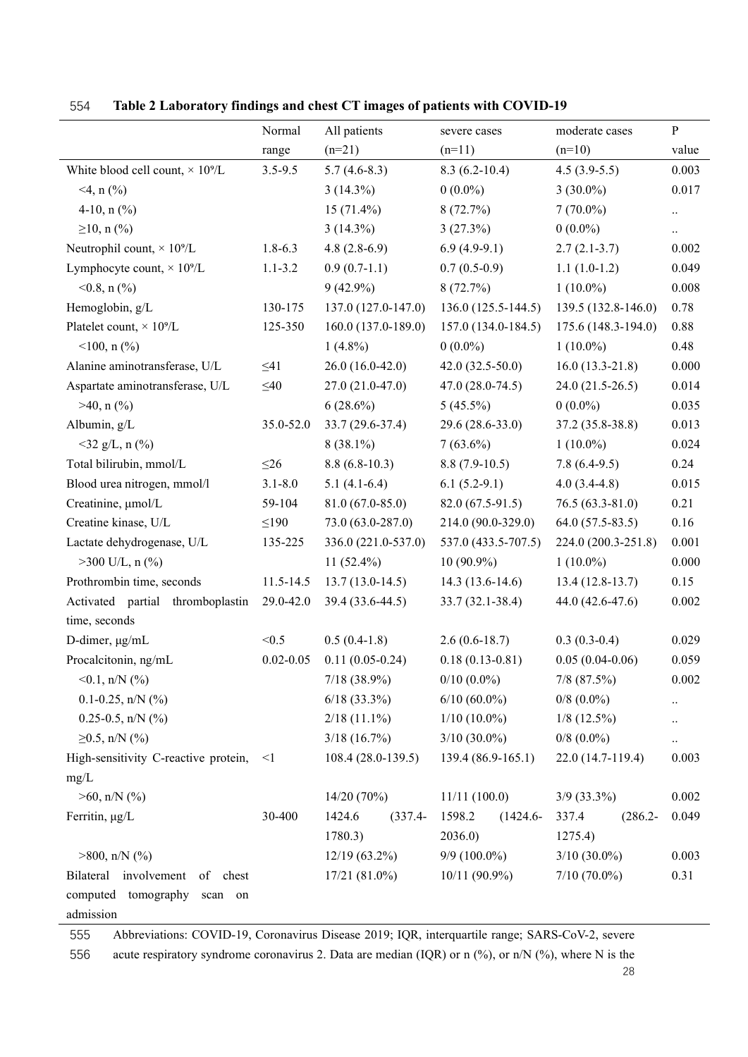**Table 2 Laboratory findings and chest CT images of patients with COVID-19**

| | Normal range | All patients (n=21) | severe cases (n=11) | moderate cases (n=10) | P value |
|---|---|---|---|---|---|
| White blood cell count, × 10⁹/L | 3.5-9.5 | 5.7 (4.6-8.3) | 8.3 (6.2-10.4) | 4.5 (3.9-5.5) | 0.003 |
| <4, n (%) | | 3 (14.3%) | 0 (0.0%) | 3 (30.0%) | 0.017 |
| 4-10, n (%) | | 15 (71.4%) | 8 (72.7%) | 7 (70.0%) | .. |
| ≥10, n (%) | | 3 (14.3%) | 3 (27.3%) | 0 (0.0%) | .. |
| Neutrophil count, × 10⁹/L | 1.8-6.3 | 4.8 (2.8-6.9) | 6.9 (4.9-9.1) | 2.7 (2.1-3.7) | 0.002 |
| Lymphocyte count, × 10⁹/L | 1.1-3.2 | 0.9 (0.7-1.1) | 0.7 (0.5-0.9) | 1.1 (1.0-1.2) | 0.049 |
| <0.8, n (%) | | 9 (42.9%) | 8 (72.7%) | 1 (10.0%) | 0.008 |
| Hemoglobin, g/L | 130-175 | 137.0 (127.0-147.0) | 136.0 (125.5-144.5) | 139.5 (132.8-146.0) | 0.78 |
| Platelet count, × 10⁹/L | 125-350 | 160.0 (137.0-189.0) | 157.0 (134.0-184.5) | 175.6 (148.3-194.0) | 0.88 |
| <100, n (%) | | 1 (4.8%) | 0 (0.0%) | 1 (10.0%) | 0.48 |
| Alanine aminotransferase, U/L | ≤41 | 26.0 (16.0-42.0) | 42.0 (32.5-50.0) | 16.0 (13.3-21.8) | 0.000 |
| Aspartate aminotransferase, U/L | ≤40 | 27.0 (21.0-47.0) | 47.0 (28.0-74.5) | 24.0 (21.5-26.5) | 0.014 |
| >40, n (%) | | 6 (28.6%) | 5 (45.5%) | 0 (0.0%) | 0.035 |
| Albumin, g/L | 35.0-52.0 | 33.7 (29.6-37.4) | 29.6 (28.6-33.0) | 37.2 (35.8-38.8) | 0.013 |
| <32 g/L, n (%) | | 8 (38.1%) | 7 (63.6%) | 1 (10.0%) | 0.024 |
| Total bilirubin, mmol/L | ≤26 | 8.8 (6.8-10.3) | 8.8 (7.9-10.5) | 7.8 (6.4-9.5) | 0.24 |
| Blood urea nitrogen, mmol/l | 3.1-8.0 | 5.1 (4.1-6.4) | 6.1 (5.2-9.1) | 4.0 (3.4-4.8) | 0.015 |
| Creatinine, μmol/L | 59-104 | 81.0 (67.0-85.0) | 82.0 (67.5-91.5) | 76.5 (63.3-81.0) | 0.21 |
| Creatine kinase, U/L | ≤190 | 73.0 (63.0-287.0) | 214.0 (90.0-329.0) | 64.0 (57.5-83.5) | 0.16 |
| Lactate dehydrogenase, U/L | 135-225 | 336.0 (221.0-537.0) | 537.0 (433.5-707.5) | 224.0 (200.3-251.8) | 0.001 |
| >300 U/L, n (%) | | 11 (52.4%) | 10 (90.9%) | 1 (10.0%) | 0.000 |
| Prothrombin time, seconds | 11.5-14.5 | 13.7 (13.0-14.5) | 14.3 (13.6-14.6) | 13.4 (12.8-13.7) | 0.15 |
| Activated partial thromboplastin time, seconds | 29.0-42.0 | 39.4 (33.6-44.5) | 33.7 (32.1-38.4) | 44.0 (42.6-47.6) | 0.002 |
| D-dimer, μg/mL | <0.5 | 0.5 (0.4-1.8) | 2.6 (0.6-18.7) | 0.3 (0.3-0.4) | 0.029 |
| Procalcitonin, ng/mL | 0.02-0.05 | 0.11 (0.05-0.24) | 0.18 (0.13-0.81) | 0.05 (0.04-0.06) | 0.059 |
| <0.1, n/N (%) | | 7/18 (38.9%) | 0/10 (0.0%) | 7/8 (87.5%) | 0.002 |
| 0.1-0.25, n/N (%) | | 6/18 (33.3%) | 6/10 (60.0%) | 0/8 (0.0%) | .. |
| 0.25-0.5, n/N (%) | | 2/18 (11.1%) | 1/10 (10.0%) | 1/8 (12.5%) | .. |
| ≥0.5, n/N (%) | | 3/18 (16.7%) | 3/10 (30.0%) | 0/8 (0.0%) | .. |
| High-sensitivity C-reactive protein, mg/L | <1 | 108.4 (28.0-139.5) | 139.4 (86.9-165.1) | 22.0 (14.7-119.4) | 0.003 |
| >60, n/N (%) | | 14/20 (70%) | 11/11 (100.0) | 3/9 (33.3%) | 0.002 |
| Ferritin, μg/L | 30-400 | 1424.6 (337.4-1780.3) | 1598.2 (1424.6-2036.0) | 337.4 (286.2-1275.4) | 0.049 |
| >800, n/N (%) | | 12/19 (63.2%) | 9/9 (100.0%) | 3/10 (30.0%) | 0.003 |
| Bilateral involvement of chest computed tomography scan on admission | | 17/21 (81.0%) | 10/11 (90.9%) | 7/10 (70.0%) | 0.31 |

Abbreviations: COVID-19, Coronavirus Disease 2019; IQR, interquartile range; SARS-CoV-2, severe acute respiratory syndrome coronavirus 2. Data are median (IQR) or n (%), or n/N (%), where N is the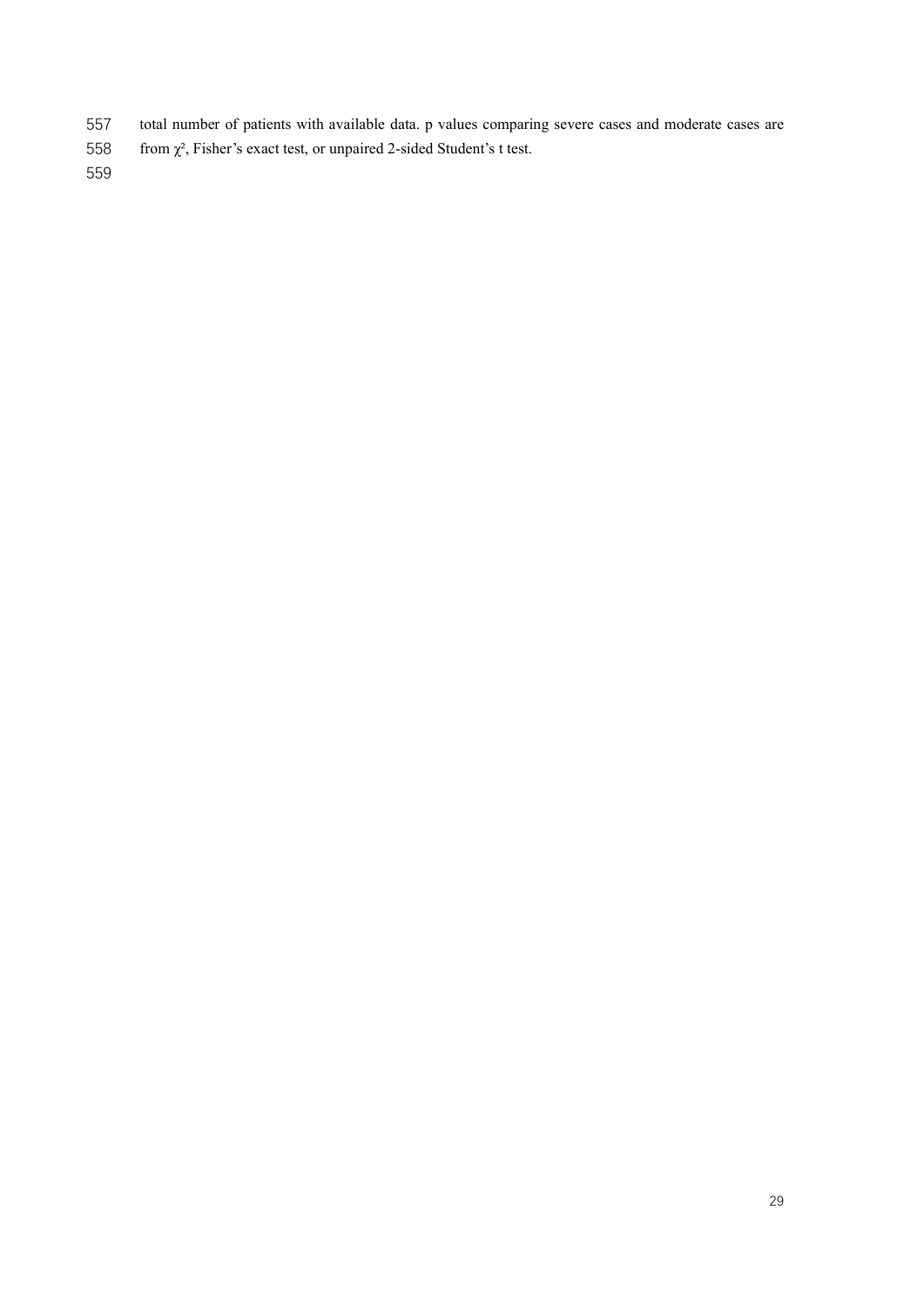total number of patients with available data. p values comparing severe cases and moderate cases are from $\chi^2$, Fisher's exact test, or unpaired 2-sided Student's t test.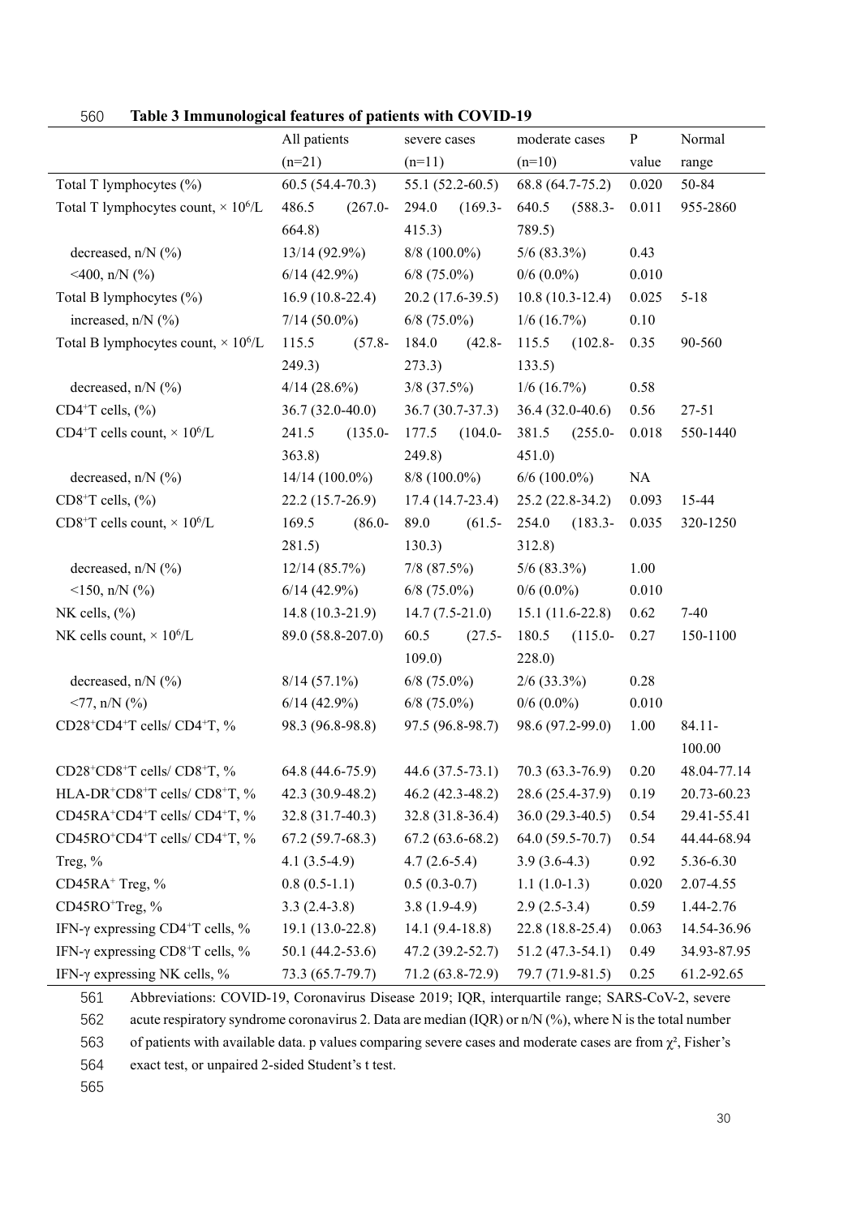**Table 3 Immunological features of patients with COVID-19**

| | All patients (n=21) | severe cases (n=11) | moderate cases (n=10) | P value | Normal range |
|---|---|---|---|---|---|
| Total T lymphocytes (%) | 60.5 (54.4-70.3) | 55.1 (52.2-60.5) | 68.8 (64.7-75.2) | 0.020 | 50-84 |
| Total T lymphocytes count, $\times 10^6$/L | 486.5 (267.0-664.8) | 294.0 (169.3-415.3) | 640.5 (588.3-789.5) | 0.011 | 955-2860 |
| decreased, n/N (%) | 13/14 (92.9%) | 8/8 (100.0%) | 5/6 (83.3%) | 0.43 | |
| <400, n/N (%) | 6/14 (42.9%) | 6/8 (75.0%) | 0/6 (0.0%) | 0.010 | |
| Total B lymphocytes (%) | 16.9 (10.8-22.4) | 20.2 (17.6-39.5) | 10.8 (10.3-12.4) | 0.025 | 5-18 |
| increased, n/N (%) | 7/14 (50.0%) | 6/8 (75.0%) | 1/6 (16.7%) | 0.10 | |
| Total B lymphocytes count, $\times 10^6$/L | 115.5 (57.8-249.3) | 184.0 (42.8-273.3) | 115.5 (102.8-133.5) | 0.35 | 90-560 |
| decreased, n/N (%) | 4/14 (28.6%) | 3/8 (37.5%) | 1/6 (16.7%) | 0.58 | |
| $CD4^+$T cells, (%) | 36.7 (32.0-40.0) | 36.7 (30.7-37.3) | 36.4 (32.0-40.6) | 0.56 | 27-51 |
| $CD4^+$T cells count, $\times 10^6$/L | 241.5 (135.0-363.8) | 177.5 (104.0-249.8) | 381.5 (255.0-451.0) | 0.018 | 550-1440 |
| decreased, n/N (%) | 14/14 (100.0%) | 8/8 (100.0%) | 6/6 (100.0%) | NA | |
| $CD8^+$T cells, (%) | 22.2 (15.7-26.9) | 17.4 (14.7-23.4) | 25.2 (22.8-34.2) | 0.093 | 15-44 |
| $CD8^+$T cells count, $\times 10^6$/L | 169.5 (86.0-281.5) | 89.0 (61.5-130.3) | 254.0 (183.3-312.8) | 0.035 | 320-1250 |
| decreased, n/N (%) | 12/14 (85.7%) | 7/8 (87.5%) | 5/6 (83.3%) | 1.00 | |
| <150, n/N (%) | 6/14 (42.9%) | 6/8 (75.0%) | 0/6 (0.0%) | 0.010 | |
| NK cells, (%) | 14.8 (10.3-21.9) | 14.7 (7.5-21.0) | 15.1 (11.6-22.8) | 0.62 | 7-40 |
| NK cells count, $\times 10^6$/L | 89.0 (58.8-207.0) | 60.5 (27.5-109.0) | 180.5 (115.0-228.0) | 0.27 | 150-1100 |
| decreased, n/N (%) | 8/14 (57.1%) | 6/8 (75.0%) | 2/6 (33.3%) | 0.28 | |
| <77, n/N (%) | 6/14 (42.9%) | 6/8 (75.0%) | 0/6 (0.0%) | 0.010 | |
| $CD28^+CD4^+$T cells/ $CD4^+$T, % | 98.3 (96.8-98.8) | 97.5 (96.8-98.7) | 98.6 (97.2-99.0) | 1.00 | 84.11-100.00 |
| $CD28^+CD8^+$T cells/ $CD8^+$T, % | 64.8 (44.6-75.9) | 44.6 (37.5-73.1) | 70.3 (63.3-76.9) | 0.20 | 48.04-77.14 |
| $HLA\text{-}DR^+CD8^+$T cells/ $CD8^+$T, % | 42.3 (30.9-48.2) | 46.2 (42.3-48.2) | 28.6 (25.4-37.9) | 0.19 | 20.73-60.23 |
| $CD45RA^+CD4^+$T cells/ $CD4^+$T, % | 32.8 (31.7-40.3) | 32.8 (31.8-36.4) | 36.0 (29.3-40.5) | 0.54 | 29.41-55.41 |
| $CD45RO^+CD4^+$T cells/ $CD4^+$T, % | 67.2 (59.7-68.3) | 67.2 (63.6-68.2) | 64.0 (59.5-70.7) | 0.54 | 44.44-68.94 |
| Treg, % | 4.1 (3.5-4.9) | 4.7 (2.6-5.4) | 3.9 (3.6-4.3) | 0.92 | 5.36-6.30 |
| $CD45RA^+$ Treg, % | 0.8 (0.5-1.1) | 0.5 (0.3-0.7) | 1.1 (1.0-1.3) | 0.020 | 2.07-4.55 |
| $CD45RO^+$Treg, % | 3.3 (2.4-3.8) | 3.8 (1.9-4.9) | 2.9 (2.5-3.4) | 0.59 | 1.44-2.76 |
| IFN-γ expressing $CD4^+$T cells, % | 19.1 (13.0-22.8) | 14.1 (9.4-18.8) | 22.8 (18.8-25.4) | 0.063 | 14.54-36.96 |
| IFN-γ expressing $CD8^+$T cells, % | 50.1 (44.2-53.6) | 47.2 (39.2-52.7) | 51.2 (47.3-54.1) | 0.49 | 34.93-87.95 |
| IFN-γ expressing NK cells, % | 73.3 (65.7-79.7) | 71.2 (63.8-72.9) | 79.7 (71.9-81.5) | 0.25 | 61.2-92.65 |

Abbreviations: COVID-19, Coronavirus Disease 2019; IQR, interquartile range; SARS-CoV-2, severe acute respiratory syndrome coronavirus 2. Data are median (IQR) or n/N (%), where N is the total number of patients with available data. p values comparing severe cases and moderate cases are from $\chi^2$, Fisher's exact test, or unpaired 2-sided Student's t test.